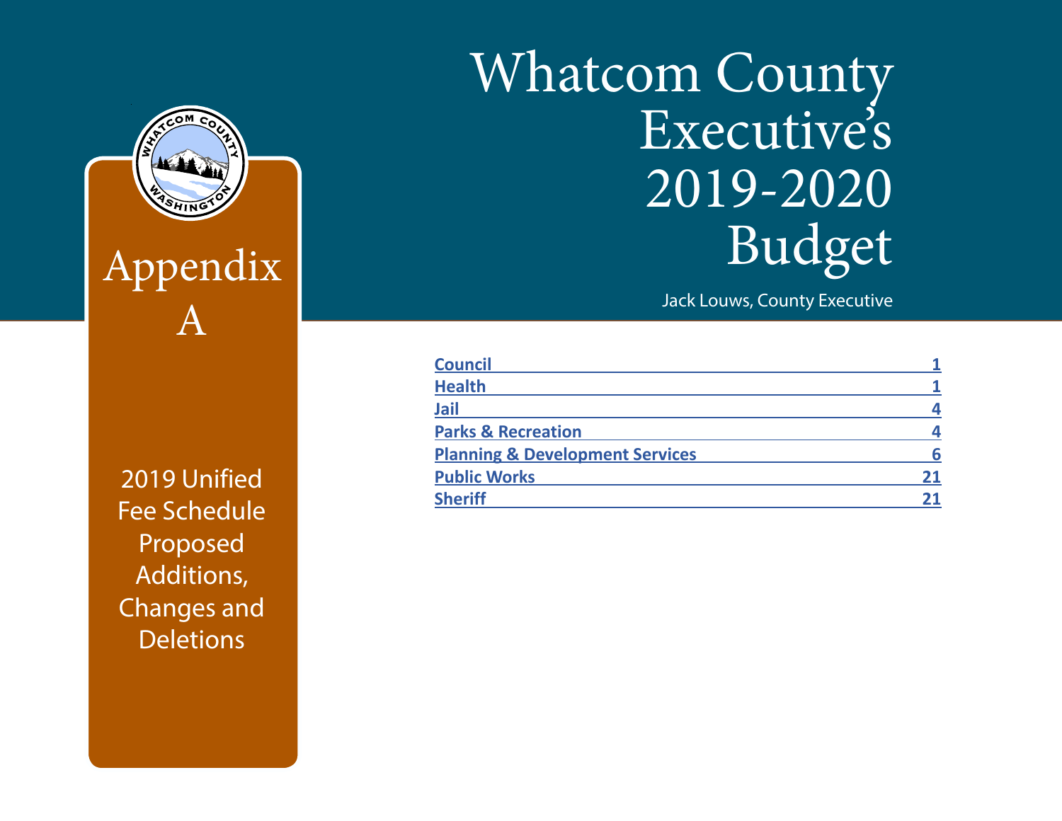# Whatcom County Executive's 2019-2020 Budget

Jack Louws, County Executive

## Appendix A

2019 Unified Fee Schedule Proposed Additions, Changes and Deletions

| Section | Page |
|---|---|
| Council | 1 |
| Health | 1 |
| Jail | 4 |
| Parks & Recreation | 4 |
| Planning & Development Services | 6 |
| Public Works | 21 |
| Sheriff | 21 |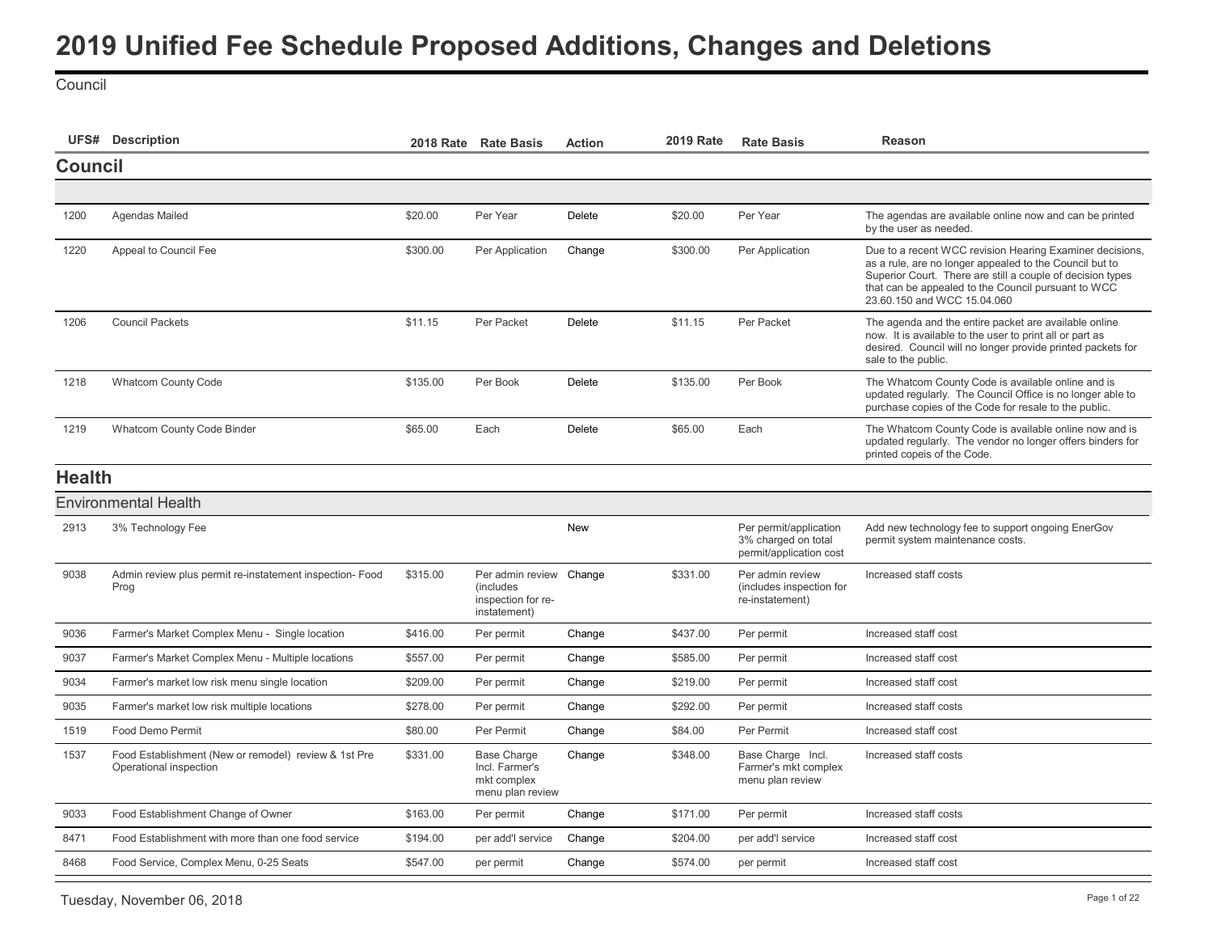# 2019 Unified Fee Schedule Proposed Additions, Changes and Deletions

Council

| UFS# | Description | 2018 Rate | Rate Basis | Action | 2019 Rate | Rate Basis | Reason |
|---|---|---|---|---|---|---|---|
| **Council** | | | | | | | |
| 1200 | Agendas Mailed | $20.00 | Per Year | Delete | $20.00 | Per Year | The agendas are available online now and can be printed by the user as needed. |
| 1220 | Appeal to Council Fee | $300.00 | Per Application | Change | $300.00 | Per Application | Due to a recent WCC revision Hearing Examiner decisions, as a rule, are no longer appealed to the Council but to Superior Court. There are still a couple of decision types that can be appealed to the Council pursuant to WCC 23.60.150 and WCC 15.04.060 |
| 1206 | Council Packets | $11.15 | Per Packet | Delete | $11.15 | Per Packet | The agenda and the entire packet are available online now. It is available to the user to print all or part as desired. Council will no longer provide printed packets for sale to the public. |
| 1218 | Whatcom County Code | $135.00 | Per Book | Delete | $135.00 | Per Book | The Whatcom County Code is available online and is updated regularly. The Council Office is no longer able to purchase copies of the Code for resale to the public. |
| 1219 | Whatcom County Code Binder | $65.00 | Each | Delete | $65.00 | Each | The Whatcom County Code is available online now and is updated regularly. The vendor no longer offers binders for printed copeis of the Code. |
| **Health** | | | | | | | |
| Environmental Health | | | | | | | |
| 2913 | 3% Technology Fee | | | New | | Per permit/application 3% charged on total permit/application cost | Add new technology fee to support ongoing EnerGov permit system maintenance costs. |
| 9038 | Admin review plus permit re-instatement inspection- Food Prog | $315.00 | Per admin review (includes inspection for re-instatement) | Change | $331.00 | Per admin review (includes inspection for re-instatement) | Increased staff costs |
| 9036 | Farmer's Market Complex Menu - Single location | $416.00 | Per permit | Change | $437.00 | Per permit | Increased staff cost |
| 9037 | Farmer's Market Complex Menu - Multiple locations | $557.00 | Per permit | Change | $585.00 | Per permit | Increased staff cost |
| 9034 | Farmer's market low risk menu single location | $209.00 | Per permit | Change | $219.00 | Per permit | Increased staff cost |
| 9035 | Farmer's market low risk multiple locations | $278.00 | Per permit | Change | $292.00 | Per permit | Increased staff costs |
| 1519 | Food Demo Permit | $80.00 | Per Permit | Change | $84.00 | Per Permit | Increased staff cost |
| 1537 | Food Establishment (New or remodel) review & 1st Pre Operational inspection | $331.00 | Base Charge Incl. Farmer's mkt complex menu plan review | Change | $348.00 | Base Charge Incl. Farmer's mkt complex menu plan review | Increased staff costs |
| 9033 | Food Establishment Change of Owner | $163.00 | Per permit | Change | $171.00 | Per permit | Increased staff costs |
| 8471 | Food Establishment with more than one food service | $194.00 | per add'l service | Change | $204.00 | per add'l service | Increased staff cost |
| 8468 | Food Service, Complex Menu, 0-25 Seats | $547.00 | per permit | Change | $574.00 | per permit | Increased staff cost |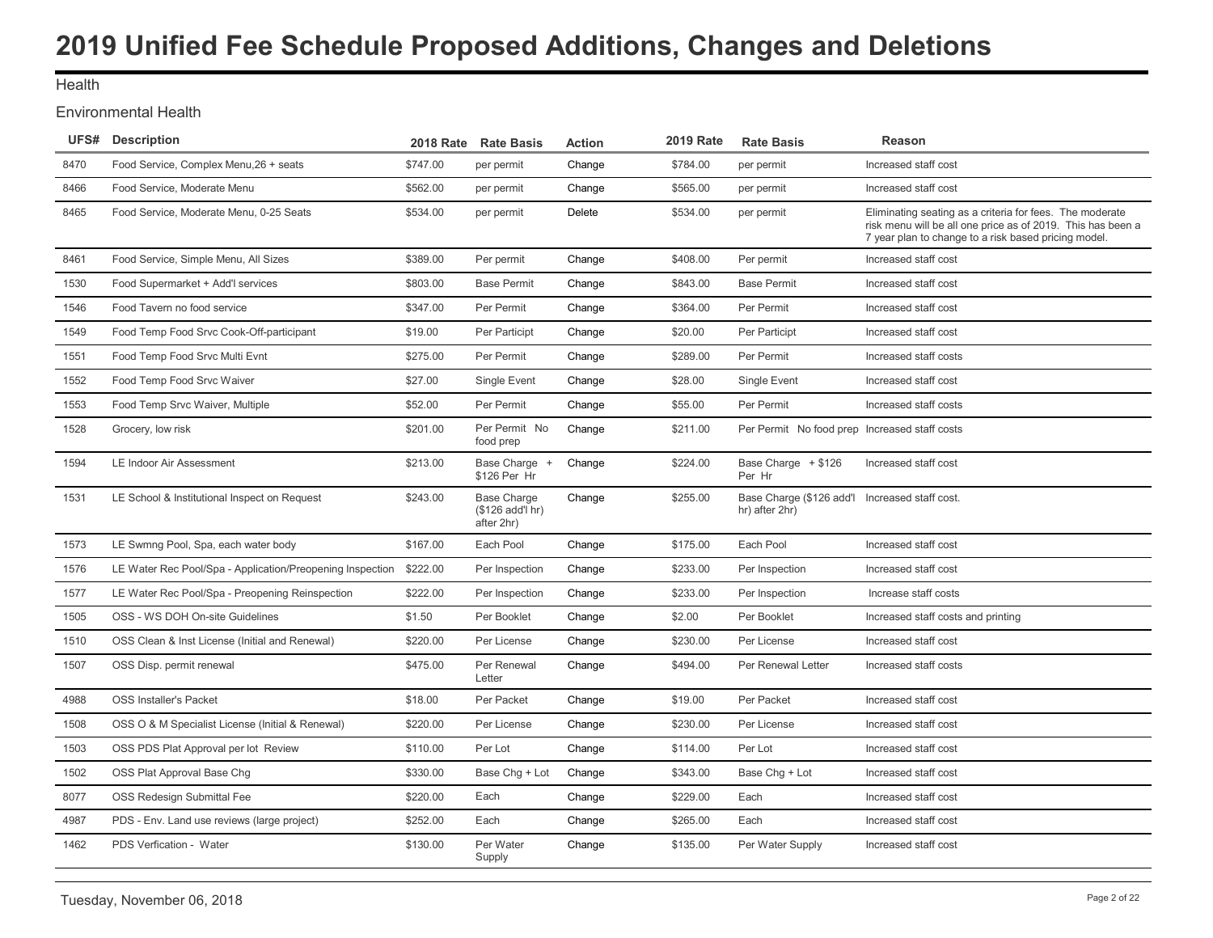# 2019 Unified Fee Schedule Proposed Additions, Changes and Deletions

## Health

### Environmental Health

| UFS# | Description | 2018 Rate | Rate Basis | Action | 2019 Rate | Rate Basis | Reason |
|---|---|---|---|---|---|---|---|
| 8470 | Food Service, Complex Menu,26 + seats | $747.00 | per permit | Change | $784.00 | per permit | Increased staff cost |
| 8466 | Food Service, Moderate Menu | $562.00 | per permit | Change | $565.00 | per permit | Increased staff cost |
| 8465 | Food Service, Moderate Menu, 0-25 Seats | $534.00 | per permit | Delete | $534.00 | per permit | Eliminating seating as a criteria for fees. The moderate risk menu will be all one price as of 2019. This has been a 7 year plan to change to a risk based pricing model. |
| 8461 | Food Service, Simple Menu, All Sizes | $389.00 | Per permit | Change | $408.00 | Per permit | Increased staff cost |
| 1530 | Food Supermarket + Add'l services | $803.00 | Base Permit | Change | $843.00 | Base Permit | Increased staff cost |
| 1546 | Food Tavern no food service | $347.00 | Per Permit | Change | $364.00 | Per Permit | Increased staff cost |
| 1549 | Food Temp Food Srvc Cook-Off-participant | $19.00 | Per Particip | Change | $20.00 | Per Particip | Increased staff cost |
| 1551 | Food Temp Food Srvc Multi Evnt | $275.00 | Per Permit | Change | $289.00 | Per Permit | Increased staff costs |
| 1552 | Food Temp Food Srvc Waiver | $27.00 | Single Event | Change | $28.00 | Single Event | Increased staff cost |
| 1553 | Food Temp Srvc Waiver, Multiple | $52.00 | Per Permit | Change | $55.00 | Per Permit | Increased staff costs |
| 1528 | Grocery, low risk | $201.00 | Per Permit No food prep | Change | $211.00 | Per Permit No food prep | Increased staff costs |
| 1594 | LE Indoor Air Assessment | $213.00 | Base Charge + $126 Per Hr | Change | $224.00 | Base Charge + $126 Per Hr | Increased staff cost |
| 1531 | LE School & Institutional Inspect on Request | $243.00 | Base Charge ($126 add'l hr) after 2hr) | Change | $255.00 | Base Charge ($126 add'l hr) after 2hr) | Increased staff cost. |
| 1573 | LE Swmng Pool, Spa, each water body | $167.00 | Each Pool | Change | $175.00 | Each Pool | Increased staff cost |
| 1576 | LE Water Rec Pool/Spa - Application/Preopening Inspection | $222.00 | Per Inspection | Change | $233.00 | Per Inspection | Increased staff cost |
| 1577 | LE Water Rec Pool/Spa - Preopening Reinspection | $222.00 | Per Inspection | Change | $233.00 | Per Inspection | Increase staff costs |
| 1505 | OSS - WS DOH On-site Guidelines | $1.50 | Per Booklet | Change | $2.00 | Per Booklet | Increased staff costs and printing |
| 1510 | OSS Clean & Inst License (Initial and Renewal) | $220.00 | Per License | Change | $230.00 | Per License | Increased staff cost |
| 1507 | OSS Disp. permit renewal | $475.00 | Per Renewal Letter | Change | $494.00 | Per Renewal Letter | Increased staff costs |
| 4988 | OSS Installer's Packet | $18.00 | Per Packet | Change | $19.00 | Per Packet | Increased staff cost |
| 1508 | OSS O & M Specialist License (Initial & Renewal) | $220.00 | Per License | Change | $230.00 | Per License | Increased staff cost |
| 1503 | OSS PDS Plat Approval per lot Review | $110.00 | Per Lot | Change | $114.00 | Per Lot | Increased staff cost |
| 1502 | OSS Plat Approval Base Chg | $330.00 | Base Chg + Lot | Change | $343.00 | Base Chg + Lot | Increased staff cost |
| 8077 | OSS Redesign Submittal Fee | $220.00 | Each | Change | $229.00 | Each | Increased staff cost |
| 4987 | PDS - Env. Land use reviews (large project) | $252.00 | Each | Change | $265.00 | Each | Increased staff cost |
| 1462 | PDS Verfication - Water | $130.00 | Per Water Supply | Change | $135.00 | Per Water Supply | Increased staff cost |

Tuesday, November 06, 2018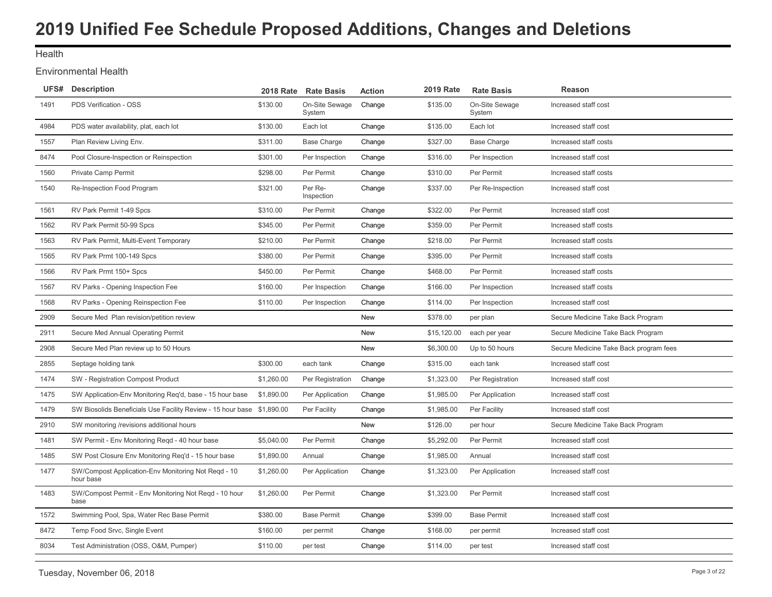# 2019 Unified Fee Schedule Proposed Additions, Changes and Deletions

Health

Environmental Health

| UFS# | Description | 2018 Rate | Rate Basis | Action | 2019 Rate | Rate Basis | Reason |
|---|---|---|---|---|---|---|---|
| 1491 | PDS Verification - OSS | $130.00 | On-Site Sewage System | Change | $135.00 | On-Site Sewage System | Increased staff cost |
| 4984 | PDS water availability, plat, each lot | $130.00 | Each lot | Change | $135.00 | Each lot | Increased staff cost |
| 1557 | Plan Review Living Env. | $311.00 | Base Charge | Change | $327.00 | Base Charge | Increased staff costs |
| 8474 | Pool Closure-Inspection or Reinspection | $301.00 | Per Inspection | Change | $316.00 | Per Inspection | Increased staff cost |
| 1560 | Private Camp Permit | $298.00 | Per Permit | Change | $310.00 | Per Permit | Increased staff costs |
| 1540 | Re-Inspection Food Program | $321.00 | Per Re-Inspection | Change | $337.00 | Per Re-Inspection | Increased staff cost |
| 1561 | RV Park Permit 1-49 Spcs | $310.00 | Per Permit | Change | $322.00 | Per Permit | Increased staff cost |
| 1562 | RV Park Permit 50-99 Spcs | $345.00 | Per Permit | Change | $359.00 | Per Permit | Increased staff costs |
| 1563 | RV Park Permit, Multi-Event Temporary | $210.00 | Per Permit | Change | $218.00 | Per Permit | Increased staff costs |
| 1565 | RV Park Prmt 100-149 Spcs | $380.00 | Per Permit | Change | $395.00 | Per Permit | Increased staff costs |
| 1566 | RV Park Prmt 150+ Spcs | $450.00 | Per Permit | Change | $468.00 | Per Permit | Increased staff costs |
| 1567 | RV Parks - Opening Inspection Fee | $160.00 | Per Inspection | Change | $166.00 | Per Inspection | Increased staff costs |
| 1568 | RV Parks - Opening Reinspection Fee | $110.00 | Per Inspection | Change | $114.00 | Per Inspection | Increased staff cost |
| 2909 | Secure Med Plan revision/petition review | | | New | $378.00 | per plan | Secure Medicine Take Back Program |
| 2911 | Secure Med Annual Operating Permit | | | New | $15,120.00 | each per year | Secure Medicine Take Back Program |
| 2908 | Secure Med Plan review up to 50 Hours | | | New | $6,300.00 | Up to 50 hours | Secure Medicine Take Back program fees |
| 2855 | Septage holding tank | $300.00 | each tank | Change | $315.00 | each tank | Increased staff cost |
| 1474 | SW - Registration Compost Product | $1,260.00 | Per Registration | Change | $1,323.00 | Per Registration | Increased staff cost |
| 1475 | SW Application-Env Monitoring Req'd, base - 15 hour base | $1,890.00 | Per Application | Change | $1,985.00 | Per Application | Increased staff cost |
| 1479 | SW Biosolids Beneficials Use Facility Review - 15 hour base | $1,890.00 | Per Facility | Change | $1,985.00 | Per Facility | Increased staff cost |
| 2910 | SW monitoring /revisions additional hours | | | New | $126.00 | per hour | Secure Medicine Take Back Program |
| 1481 | SW Permit - Env Monitoring Reqd - 40 hour base | $5,040.00 | Per Permit | Change | $5,292.00 | Per Permit | Increased staff cost |
| 1485 | SW Post Closure Env Monitoring Req'd - 15 hour base | $1,890.00 | Annual | Change | $1,985.00 | Annual | Increased staff cost |
| 1477 | SW/Compost Application-Env Monitoring Not Reqd - 10 hour base | $1,260.00 | Per Application | Change | $1,323.00 | Per Application | Increased staff cost |
| 1483 | SW/Compost Permit - Env Monitoring Not Reqd - 10 hour base | $1,260.00 | Per Permit | Change | $1,323.00 | Per Permit | Increased staff cost |
| 1572 | Swimming Pool, Spa, Water Rec Base Permit | $380.00 | Base Permit | Change | $399.00 | Base Permit | Increased staff cost |
| 8472 | Temp Food Srvc, Single Event | $160.00 | per permit | Change | $168.00 | per permit | Increased staff cost |
| 8034 | Test Administration (OSS, O&M, Pumper) | $110.00 | per test | Change | $114.00 | per test | Increased staff cost |

Tuesday, November 06, 2018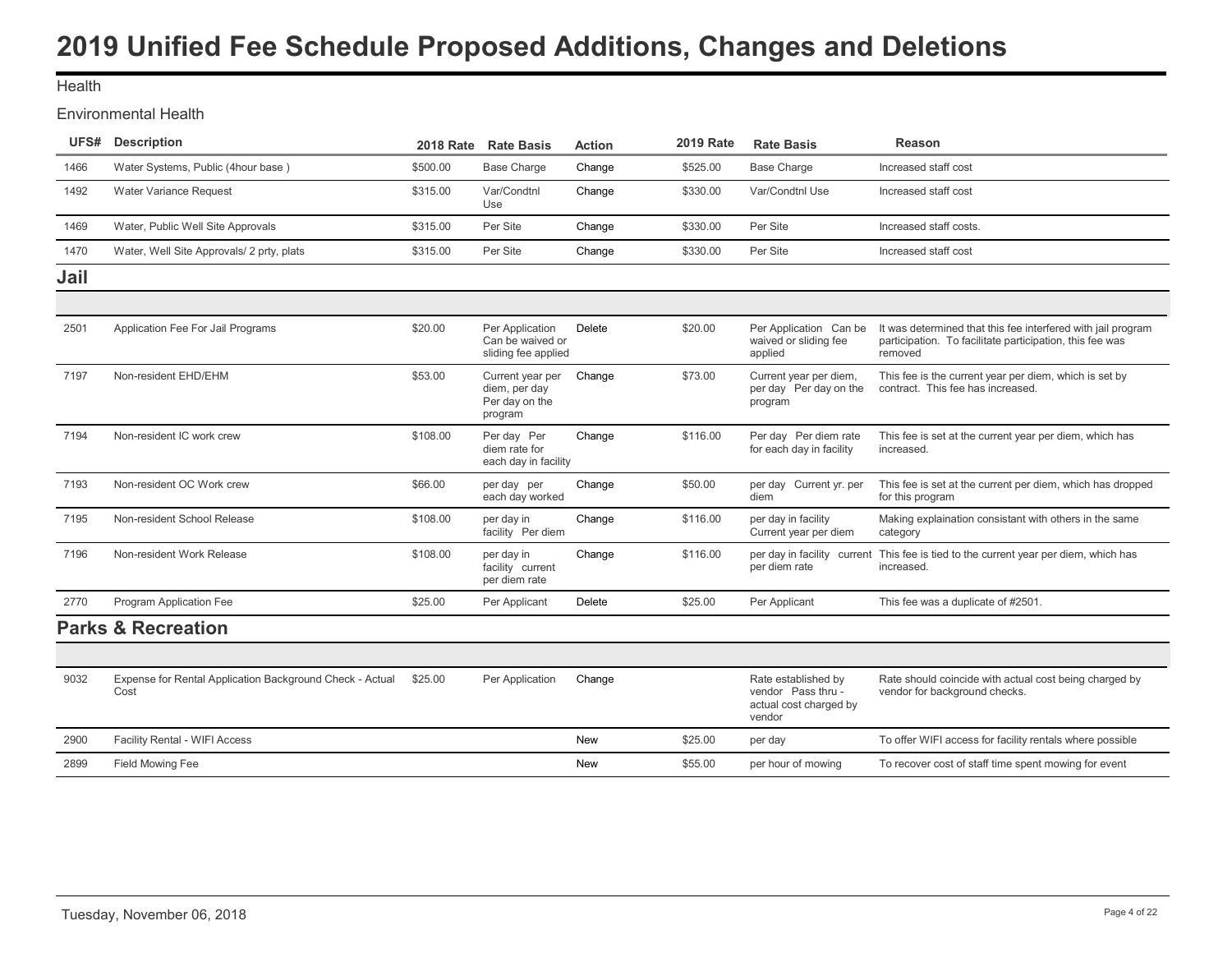# 2019 Unified Fee Schedule Proposed Additions, Changes and Deletions

Health

Environmental Health

| UFS# | Description | 2018 Rate | Rate Basis | Action | 2019 Rate | Rate Basis | Reason |
|---|---|---|---|---|---|---|---|
| 1466 | Water Systems, Public (4hour base ) | $500.00 | Base Charge | Change | $525.00 | Base Charge | Increased staff cost |
| 1492 | Water Variance Request | $315.00 | Var/Condtnl Use | Change | $330.00 | Var/Condtnl Use | Increased staff cost |
| 1469 | Water, Public Well Site Approvals | $315.00 | Per Site | Change | $330.00 | Per Site | Increased staff costs. |
| 1470 | Water, Well Site Approvals/ 2 prty, plats | $315.00 | Per Site | Change | $330.00 | Per Site | Increased staff cost |

## Jail

| UFS# | Description | 2018 Rate | Rate Basis | Action | 2019 Rate | Rate Basis | Reason |
|---|---|---|---|---|---|---|---|
| 2501 | Application Fee For Jail Programs | $20.00 | Per Application Can be waived or sliding fee applied | Delete | $20.00 | Per Application Can be waived or sliding fee applied | It was determined that this fee interfered with jail program participation. To facilitate participation, this fee was removed |
| 7197 | Non-resident EHD/EHM | $53.00 | Current year per diem, per day Per day on the program | Change | $73.00 | Current year per diem, per day Per day on the program | This fee is the current year per diem, which is set by contract. This fee has increased. |
| 7194 | Non-resident IC work crew | $108.00 | Per day Per diem rate for each day in facility | Change | $116.00 | Per day Per diem rate for each day in facility | This fee is set at the current year per diem, which has increased. |
| 7193 | Non-resident OC Work crew | $66.00 | per day per each day worked | Change | $50.00 | per day Current yr. per diem | This fee is set at the current per diem, which has dropped for this program |
| 7195 | Non-resident School Release | $108.00 | per day in facility Per diem | Change | $116.00 | per day in facility Current year per diem | Making explaination consistant with others in the same category |
| 7196 | Non-resident Work Release | $108.00 | per day in facility current per diem rate | Change | $116.00 | per day in facility current per diem rate | This fee is tied to the current year per diem, which has increased. |
| 2770 | Program Application Fee | $25.00 | Per Applicant | Delete | $25.00 | Per Applicant | This fee was a duplicate of #2501. |

## Parks & Recreation

| UFS# | Description | 2018 Rate | Rate Basis | Action | 2019 Rate | Rate Basis | Reason |
|---|---|---|---|---|---|---|---|
| 9032 | Expense for Rental Application Background Check - Actual Cost | $25.00 | Per Application | Change | | Rate established by vendor Pass thru - actual cost charged by vendor | Rate should coincide with actual cost being charged by vendor for background checks. |
| 2900 | Facility Rental - WIFI Access | | | New | $25.00 | per day | To offer WIFI access for facility rentals where possible |
| 2899 | Field Mowing Fee | | | New | $55.00 | per hour of mowing | To recover cost of staff time spent mowing for event |

Tuesday, November 06, 2018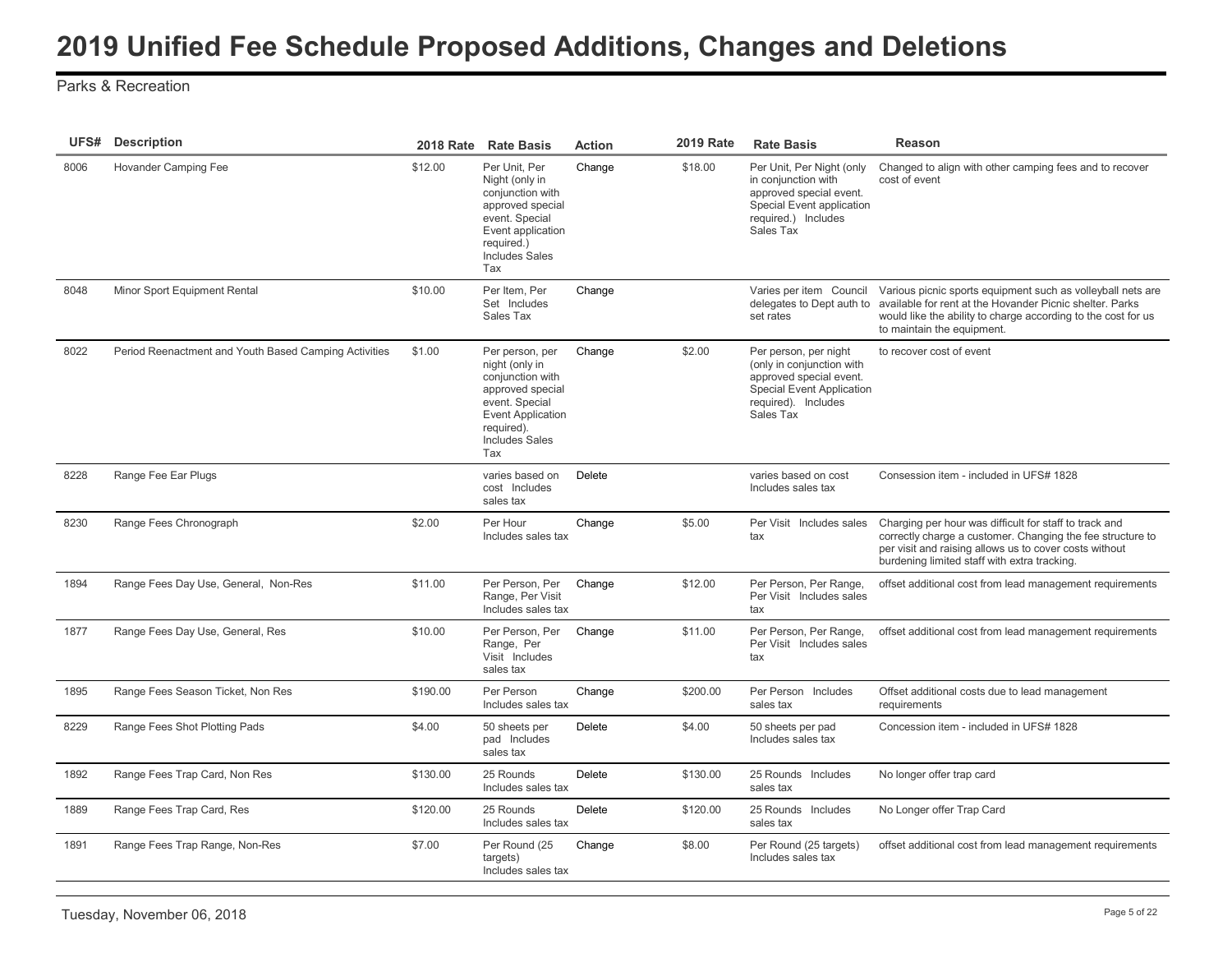# 2019 Unified Fee Schedule Proposed Additions, Changes and Deletions

Parks & Recreation

| UFS# | Description | 2018 Rate | Rate Basis | Action | 2019 Rate | Rate Basis | Reason |
|---|---|---|---|---|---|---|---|
| 8006 | Hovander Camping Fee | $12.00 | Per Unit, Per Night (only in conjunction with approved special event. Special Event application required.) Includes Sales Tax | Change | $18.00 | Per Unit, Per Night (only in conjunction with approved special event. Special Event application required.) Includes Sales Tax | Changed to align with other camping fees and to recover cost of event |
| 8048 | Minor Sport Equipment Rental | $10.00 | Per Item, Per Set Includes Sales Tax | Change | | Varies per item Council delegates to Dept auth to set rates | Various picnic sports equipment such as volleyball nets are available for rent at the Hovander Picnic shelter. Parks would like the ability to charge according to the cost for us to maintain the equipment. |
| 8022 | Period Reenactment and Youth Based Camping Activities | $1.00 | Per person, per night (only in conjunction with approved special event. Special Event Application required). Includes Sales Tax | Change | $2.00 | Per person, per night (only in conjunction with approved special event. Special Event Application required). Includes Sales Tax | to recover cost of event |
| 8228 | Range Fee Ear Plugs | | varies based on cost Includes sales tax | Delete | | varies based on cost Includes sales tax | Consession item - included in UFS# 1828 |
| 8230 | Range Fees Chronograph | $2.00 | Per Hour Includes sales tax | Change | $5.00 | Per Visit Includes sales tax | Charging per hour was difficult for staff to track and correctly charge a customer. Changing the fee structure to per visit and raising allows us to cover costs without burdening limited staff with extra tracking. |
| 1894 | Range Fees Day Use, General, Non-Res | $11.00 | Per Person, Per Range, Per Visit Includes sales tax | Change | $12.00 | Per Person, Per Range, Per Visit Includes sales tax | offset additional cost from lead management requirements |
| 1877 | Range Fees Day Use, General, Res | $10.00 | Per Person, Per Range, Per Visit Includes sales tax | Change | $11.00 | Per Person, Per Range, Per Visit Includes sales tax | offset additional cost from lead management requirements |
| 1895 | Range Fees Season Ticket, Non Res | $190.00 | Per Person Includes sales tax | Change | $200.00 | Per Person Includes sales tax | Offset additional costs due to lead management requirements |
| 8229 | Range Fees Shot Plotting Pads | $4.00 | 50 sheets per pad Includes sales tax | Delete | $4.00 | 50 sheets per pad Includes sales tax | Concession item - included in UFS# 1828 |
| 1892 | Range Fees Trap Card, Non Res | $130.00 | 25 Rounds Includes sales tax | Delete | $130.00 | 25 Rounds Includes sales tax | No longer offer trap card |
| 1889 | Range Fees Trap Card, Res | $120.00 | 25 Rounds Includes sales tax | Delete | $120.00 | 25 Rounds Includes sales tax | No Longer offer Trap Card |
| 1891 | Range Fees Trap Range, Non-Res | $7.00 | Per Round (25 targets) Includes sales tax | Change | $8.00 | Per Round (25 targets) Includes sales tax | offset additional cost from lead management requirements |

Tuesday, November 06, 2018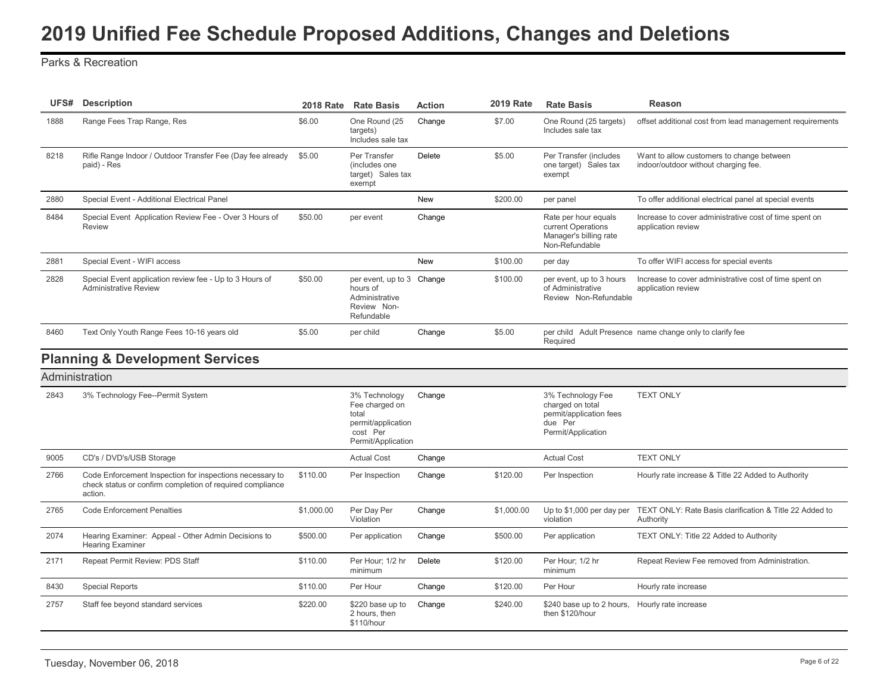# 2019 Unified Fee Schedule Proposed Additions, Changes and Deletions

Parks & Recreation

| UFS# | Description | 2018 Rate | Rate Basis | Action | 2019 Rate | Rate Basis | Reason |
|---|---|---|---|---|---|---|---|
| 1888 | Range Fees Trap Range, Res | $6.00 | One Round (25 targets) Includes sale tax | Change | $7.00 | One Round (25 targets) Includes sale tax | offset additional cost from lead management requirements |
| 8218 | Rifle Range Indoor / Outdoor Transfer Fee (Day fee already paid) - Res | $5.00 | Per Transfer (includes one target) Sales tax exempt | Delete | $5.00 | Per Transfer (includes one target) Sales tax exempt | Want to allow customers to change between indoor/outdoor without charging fee. |
| 2880 | Special Event - Additional Electrical Panel | | | New | $200.00 | per panel | To offer additional electrical panel at special events |
| 8484 | Special Event Application Review Fee - Over 3 Hours of Review | $50.00 | per event | Change | | Rate per hour equals current Operations Manager's billing rate Non-Refundable | Increase to cover administrative cost of time spent on application review |
| 2881 | Special Event - WIFI access | | | New | $100.00 | per day | To offer WIFI access for special events |
| 2828 | Special Event application review fee - Up to 3 Hours of Administrative Review | $50.00 | per event, up to 3 hours of Administrative Review Non-Refundable | Change | $100.00 | per event, up to 3 hours of Administrative Review Non-Refundable | Increase to cover administrative cost of time spent on application review |
| 8460 | Text Only Youth Range Fees 10-16 years old | $5.00 | per child | Change | $5.00 | per child Adult Presence Required | name change only to clarify fee |

## Planning & Development Services

### Administration

| UFS# | Description | 2018 Rate | Rate Basis | Action | 2019 Rate | Rate Basis | Reason |
|---|---|---|---|---|---|---|---|
| 2843 | 3% Technology Fee--Permit System | | 3% Technology Fee charged on total permit/application cost Per Permit/Application | Change | | 3% Technology Fee charged on total permit/application fees due Per Permit/Application | TEXT ONLY |
| 9005 | CD's / DVD's/USB Storage | | Actual Cost | Change | | Actual Cost | TEXT ONLY |
| 2766 | Code Enforcement Inspection for inspections necessary to check status or confirm completion of required compliance action. | $110.00 | Per Inspection | Change | $120.00 | Per Inspection | Hourly rate increase & Title 22 Added to Authority |
| 2765 | Code Enforcement Penalties | $1,000.00 | Per Day Per Violation | Change | $1,000.00 | Up to $1,000 per day per violation | TEXT ONLY: Rate Basis clarification & Title 22 Added to Authority |
| 2074 | Hearing Examiner: Appeal - Other Admin Decisions to Hearing Examiner | $500.00 | Per application | Change | $500.00 | Per application | TEXT ONLY: Title 22 Added to Authority |
| 2171 | Repeat Permit Review: PDS Staff | $110.00 | Per Hour; 1/2 hr minimum | Delete | $120.00 | Per Hour; 1/2 hr minimum | Repeat Review Fee removed from Administration. |
| 8430 | Special Reports | $110.00 | Per Hour | Change | $120.00 | Per Hour | Hourly rate increase |
| 2757 | Staff fee beyond standard services | $220.00 | $220 base up to 2 hours, then $110/hour | Change | $240.00 | $240 base up to 2 hours, then $120/hour | Hourly rate increase |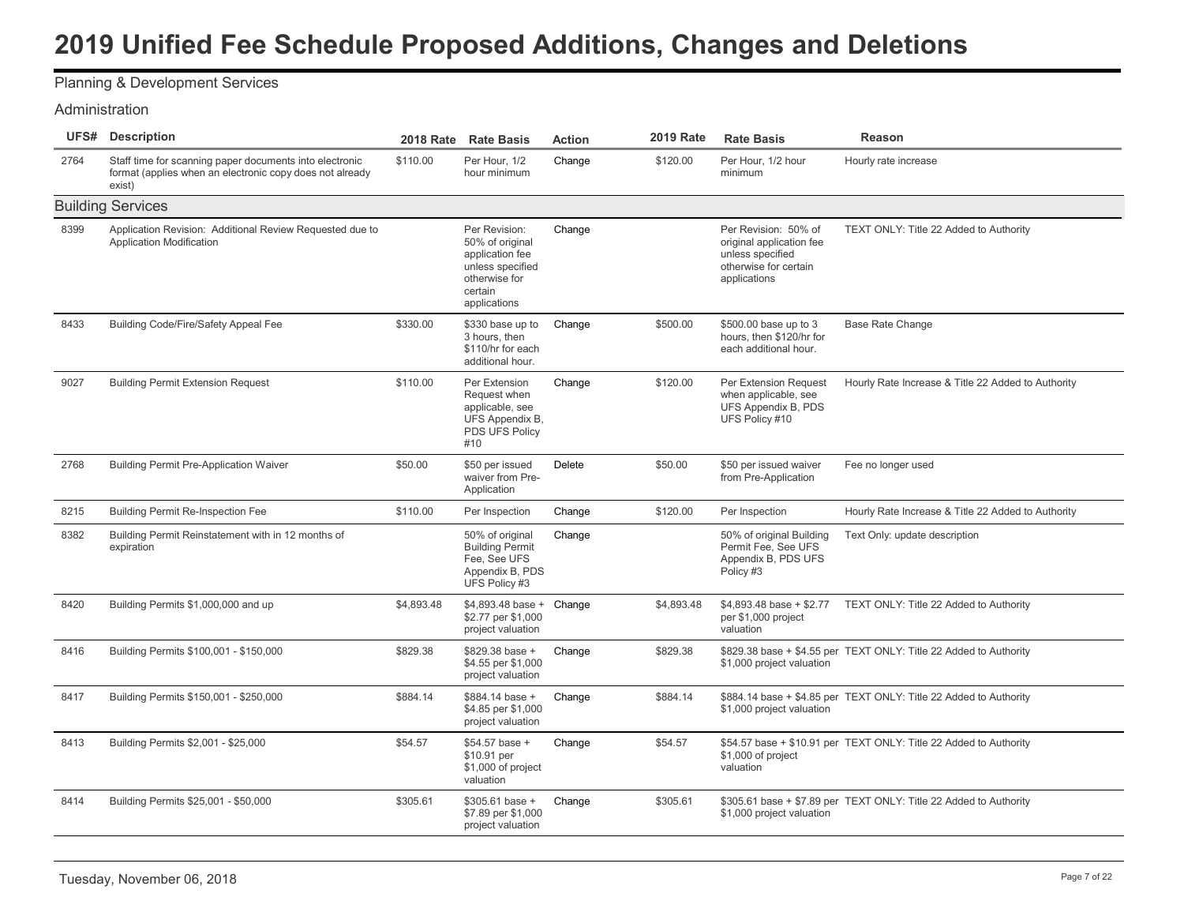# 2019 Unified Fee Schedule Proposed Additions, Changes and Deletions

Planning & Development Services

Administration

| UFS# | Description | 2018 Rate | Rate Basis | Action | 2019 Rate | Rate Basis | Reason |
|---|---|---|---|---|---|---|---|
| 2764 | Staff time for scanning paper documents into electronic format (applies when an electronic copy does not already exist) | $110.00 | Per Hour, 1/2 hour minimum | Change | $120.00 | Per Hour, 1/2 hour minimum | Hourly rate increase |
| **Building Services** | | | | | | | |
| 8399 | Application Revision: Additional Review Requested due to Application Modification | | Per Revision: 50% of original application fee unless specified otherwise for certain applications | Change | | Per Revision: 50% of original application fee unless specified otherwise for certain applications | TEXT ONLY: Title 22 Added to Authority |
| 8433 | Building Code/Fire/Safety Appeal Fee | $330.00 | $330 base up to 3 hours, then $110/hr for each additional hour. | Change | $500.00 | $500.00 base up to 3 hours, then $120/hr for each additional hour. | Base Rate Change |
| 9027 | Building Permit Extension Request | $110.00 | Per Extension Request when applicable, see UFS Appendix B, PDS UFS Policy #10 | Change | $120.00 | Per Extension Request when applicable, see UFS Appendix B, PDS UFS Policy #10 | Hourly Rate Increase & Title 22 Added to Authority |
| 2768 | Building Permit Pre-Application Waiver | $50.00 | $50 per issued waiver from Pre-Application | Delete | $50.00 | $50 per issued waiver from Pre-Application | Fee no longer used |
| 8215 | Building Permit Re-Inspection Fee | $110.00 | Per Inspection | Change | $120.00 | Per Inspection | Hourly Rate Increase & Title 22 Added to Authority |
| 8382 | Building Permit Reinstatement with in 12 months of expiration | | 50% of original Building Permit Fee, See UFS Appendix B, PDS UFS Policy #3 | Change | | 50% of original Building Permit Fee, See UFS Appendix B, PDS UFS Policy #3 | Text Only: update description |
| 8420 | Building Permits $1,000,000 and up | $4,893.48 | $4,893.48 base + $2.77 per $1,000 project valuation | Change | $4,893.48 | $4,893.48 base + $2.77 per $1,000 project valuation | TEXT ONLY: Title 22 Added to Authority |
| 8416 | Building Permits $100,001 - $150,000 | $829.38 | $829.38 base + $4.55 per $1,000 project valuation | Change | $829.38 | $829.38 base + $4.55 per $1,000 project valuation | TEXT ONLY: Title 22 Added to Authority |
| 8417 | Building Permits $150,001 - $250,000 | $884.14 | $884.14 base + $4.85 per $1,000 project valuation | Change | $884.14 | $884.14 base + $4.85 per $1,000 project valuation | TEXT ONLY: Title 22 Added to Authority |
| 8413 | Building Permits $2,001 - $25,000 | $54.57 | $54.57 base + $10.91 per $1,000 of project valuation | Change | $54.57 | $54.57 base + $10.91 per $1,000 of project valuation | TEXT ONLY: Title 22 Added to Authority |
| 8414 | Building Permits $25,001 - $50,000 | $305.61 | $305.61 base + $7.89 per $1,000 project valuation | Change | $305.61 | $305.61 base + $7.89 per $1,000 project valuation | TEXT ONLY: Title 22 Added to Authority |

Tuesday, November 06, 2018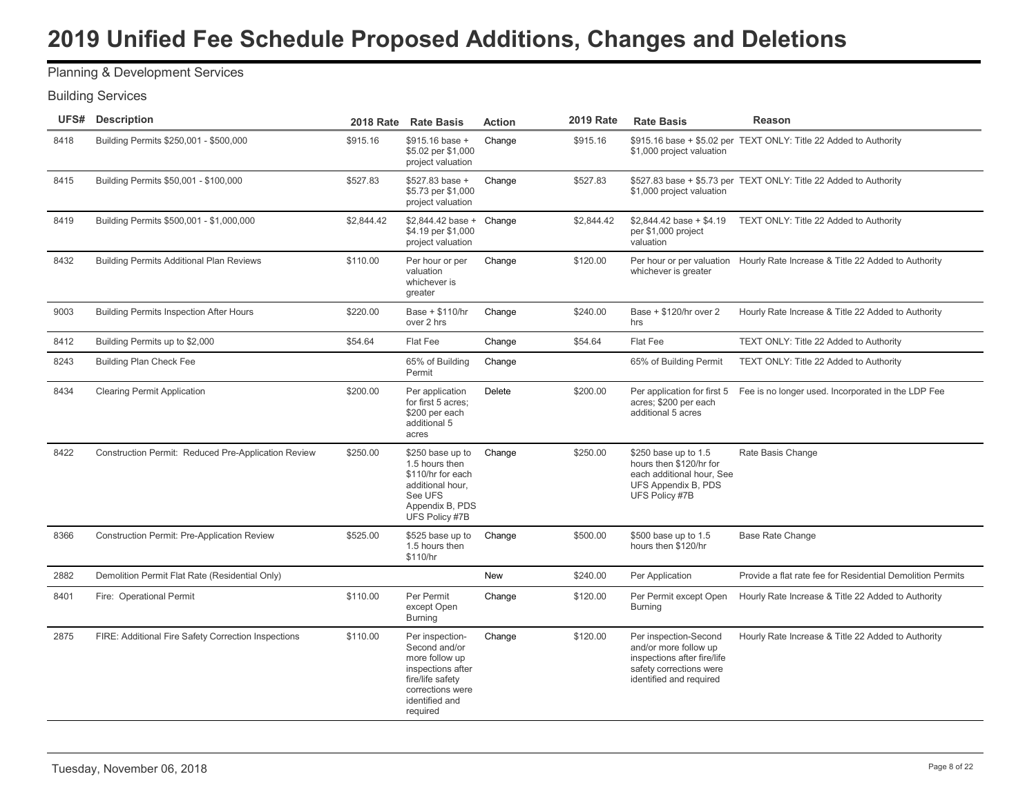# 2019 Unified Fee Schedule Proposed Additions, Changes and Deletions

Planning & Development Services

Building Services

| UFS# | Description | 2018 Rate | Rate Basis | Action | 2019 Rate | Rate Basis | Reason |
|---|---|---|---|---|---|---|---|
| 8418 | Building Permits $250,001 - $500,000 | $915.16 | $915.16 base + $5.02 per $1,000 project valuation | Change | $915.16 | $915.16 base + $5.02 per $1,000 project valuation | TEXT ONLY: Title 22 Added to Authority |
| 8415 | Building Permits $50,001 - $100,000 | $527.83 | $527.83 base + $5.73 per $1,000 project valuation | Change | $527.83 | $527.83 base + $5.73 per $1,000 project valuation | TEXT ONLY: Title 22 Added to Authority |
| 8419 | Building Permits $500,001 - $1,000,000 | $2,844.42 | $2,844.42 base + $4.19 per $1,000 project valuation | Change | $2,844.42 | $2,844.42 base + $4.19 per $1,000 project valuation | TEXT ONLY: Title 22 Added to Authority |
| 8432 | Building Permits Additional Plan Reviews | $110.00 | Per hour or per valuation whichever is greater | Change | $120.00 | Per hour or per valuation whichever is greater | Hourly Rate Increase & Title 22 Added to Authority |
| 9003 | Building Permits Inspection After Hours | $220.00 | Base + $110/hr over 2 hrs | Change | $240.00 | Base + $120/hr over 2 hrs | Hourly Rate Increase & Title 22 Added to Authority |
| 8412 | Building Permits up to $2,000 | $54.64 | Flat Fee | Change | $54.64 | Flat Fee | TEXT ONLY: Title 22 Added to Authority |
| 8243 | Building Plan Check Fee | | 65% of Building Permit | Change | | 65% of Building Permit | TEXT ONLY: Title 22 Added to Authority |
| 8434 | Clearing Permit Application | $200.00 | Per application for first 5 acres; $200 per each additional 5 acres | Delete | $200.00 | Per application for first 5 acres; $200 per each additional 5 acres | Fee is no longer used. Incorporated in the LDP Fee |
| 8422 | Construction Permit: Reduced Pre-Application Review | $250.00 | $250 base up to 1.5 hours then $110/hr for each additional hour, See UFS Appendix B, PDS UFS Policy #7B | Change | $250.00 | $250 base up to 1.5 hours then $120/hr for each additional hour, See UFS Appendix B, PDS UFS Policy #7B | Rate Basis Change |
| 8366 | Construction Permit: Pre-Application Review | $525.00 | $525 base up to 1.5 hours then $110/hr | Change | $500.00 | $500 base up to 1.5 hours then $120/hr | Base Rate Change |
| 2882 | Demolition Permit Flat Rate (Residential Only) | | | New | $240.00 | Per Application | Provide a flat rate fee for Residential Demolition Permits |
| 8401 | Fire: Operational Permit | $110.00 | Per Permit except Open Burning | Change | $120.00 | Per Permit except Open Burning | Hourly Rate Increase & Title 22 Added to Authority |
| 2875 | FIRE: Additional Fire Safety Correction Inspections | $110.00 | Per inspection-Second and/or more follow up inspections after fire/life safety corrections were identified and required | Change | $120.00 | Per inspection-Second and/or more follow up inspections after fire/life safety corrections were identified and required | Hourly Rate Increase & Title 22 Added to Authority |

Tuesday, November 06, 2018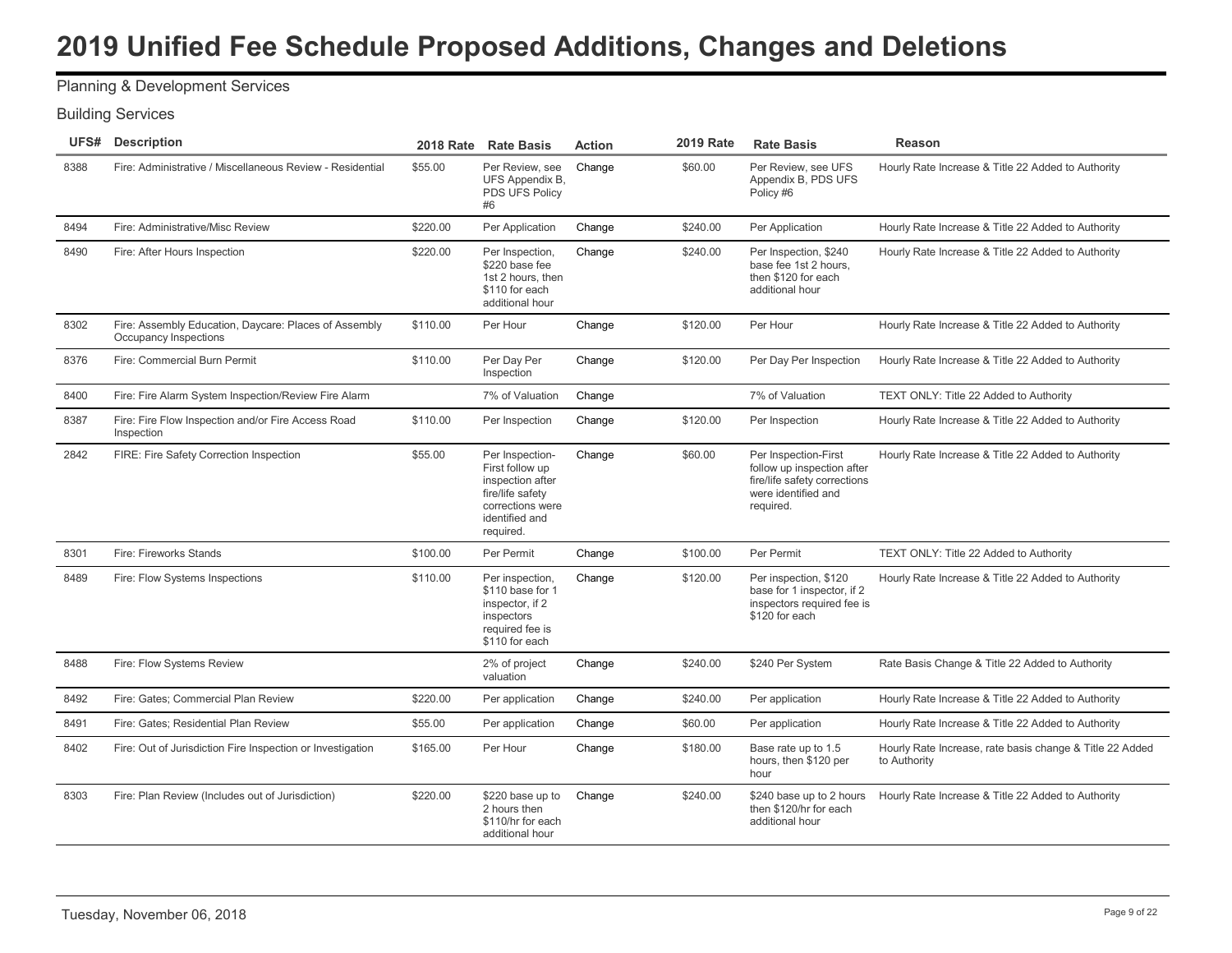# 2019 Unified Fee Schedule Proposed Additions, Changes and Deletions

Planning & Development Services

Building Services

| UFS# | Description | 2018 Rate | Rate Basis | Action | 2019 Rate | Rate Basis | Reason |
|---|---|---|---|---|---|---|---|
| 8388 | Fire: Administrative / Miscellaneous Review - Residential | $55.00 | Per Review, see UFS Appendix B, PDS UFS Policy #6 | Change | $60.00 | Per Review, see UFS Appendix B, PDS UFS Policy #6 | Hourly Rate Increase & Title 22 Added to Authority |
| 8494 | Fire: Administrative/Misc Review | $220.00 | Per Application | Change | $240.00 | Per Application | Hourly Rate Increase & Title 22 Added to Authority |
| 8490 | Fire: After Hours Inspection | $220.00 | Per Inspection, $220 base fee 1st 2 hours, then $110 for each additional hour | Change | $240.00 | Per Inspection, $240 base fee 1st 2 hours, then $120 for each additional hour | Hourly Rate Increase & Title 22 Added to Authority |
| 8302 | Fire: Assembly Education, Daycare: Places of Assembly Occupancy Inspections | $110.00 | Per Hour | Change | $120.00 | Per Hour | Hourly Rate Increase & Title 22 Added to Authority |
| 8376 | Fire: Commercial Burn Permit | $110.00 | Per Day Per Inspection | Change | $120.00 | Per Day Per Inspection | Hourly Rate Increase & Title 22 Added to Authority |
| 8400 | Fire: Fire Alarm System Inspection/Review Fire Alarm | | 7% of Valuation | Change | | 7% of Valuation | TEXT ONLY: Title 22 Added to Authority |
| 8387 | Fire: Fire Flow Inspection and/or Fire Access Road Inspection | $110.00 | Per Inspection | Change | $120.00 | Per Inspection | Hourly Rate Increase & Title 22 Added to Authority |
| 2842 | FIRE: Fire Safety Correction Inspection | $55.00 | Per Inspection-First follow up inspection after fire/life safety corrections were identified and required. | Change | $60.00 | Per Inspection-First follow up inspection after fire/life safety corrections were identified and required. | Hourly Rate Increase & Title 22 Added to Authority |
| 8301 | Fire: Fireworks Stands | $100.00 | Per Permit | Change | $100.00 | Per Permit | TEXT ONLY: Title 22 Added to Authority |
| 8489 | Fire: Flow Systems Inspections | $110.00 | Per inspection, $110 base for 1 inspector, if 2 inspectors required fee is $110 for each | Change | $120.00 | Per inspection, $120 base for 1 inspector, if 2 inspectors required fee is $120 for each | Hourly Rate Increase & Title 22 Added to Authority |
| 8488 | Fire: Flow Systems Review | | 2% of project valuation | Change | $240.00 | $240 Per System | Rate Basis Change & Title 22 Added to Authority |
| 8492 | Fire: Gates; Commercial Plan Review | $220.00 | Per application | Change | $240.00 | Per application | Hourly Rate Increase & Title 22 Added to Authority |
| 8491 | Fire: Gates; Residential Plan Review | $55.00 | Per application | Change | $60.00 | Per application | Hourly Rate Increase & Title 22 Added to Authority |
| 8402 | Fire: Out of Jurisdiction Fire Inspection or Investigation | $165.00 | Per Hour | Change | $180.00 | Base rate up to 1.5 hours, then $120 per hour | Hourly Rate Increase, rate basis change & Title 22 Added to Authority |
| 8303 | Fire: Plan Review (Includes out of Jurisdiction) | $220.00 | $220 base up to 2 hours then $110/hr for each additional hour | Change | $240.00 | $240 base up to 2 hours then $120/hr for each additional hour | Hourly Rate Increase & Title 22 Added to Authority |

Tuesday, November 06, 2018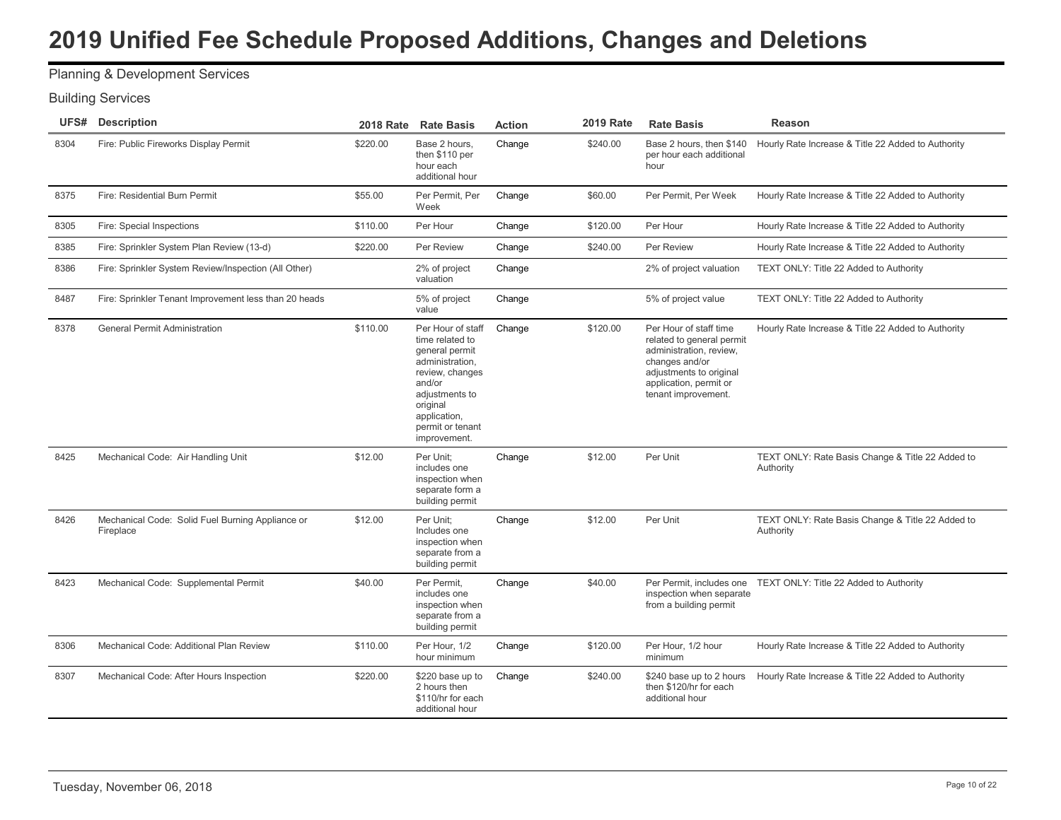# 2019 Unified Fee Schedule Proposed Additions, Changes and Deletions

Planning & Development Services

Building Services

| UFS# | Description | 2018 Rate | Rate Basis | Action | 2019 Rate | Rate Basis | Reason |
|---|---|---|---|---|---|---|---|
| 8304 | Fire: Public Fireworks Display Permit | $220.00 | Base 2 hours, then $110 per hour each additional hour | Change | $240.00 | Base 2 hours, then $140 per hour each additional hour | Hourly Rate Increase & Title 22 Added to Authority |
| 8375 | Fire: Residential Burn Permit | $55.00 | Per Permit, Per Week | Change | $60.00 | Per Permit, Per Week | Hourly Rate Increase & Title 22 Added to Authority |
| 8305 | Fire: Special Inspections | $110.00 | Per Hour | Change | $120.00 | Per Hour | Hourly Rate Increase & Title 22 Added to Authority |
| 8385 | Fire: Sprinkler System Plan Review (13-d) | $220.00 | Per Review | Change | $240.00 | Per Review | Hourly Rate Increase & Title 22 Added to Authority |
| 8386 | Fire: Sprinkler System Review/Inspection (All Other) | | 2% of project valuation | Change | | 2% of project valuation | TEXT ONLY: Title 22 Added to Authority |
| 8487 | Fire: Sprinkler Tenant Improvement less than 20 heads | | 5% of project value | Change | | 5% of project value | TEXT ONLY: Title 22 Added to Authority |
| 8378 | General Permit Administration | $110.00 | Per Hour of staff time related to general permit administration, review, changes and/or adjustments to original application, permit or tenant improvement. | Change | $120.00 | Per Hour of staff time related to general permit administration, review, changes and/or adjustments to original application, permit or tenant improvement. | Hourly Rate Increase & Title 22 Added to Authority |
| 8425 | Mechanical Code: Air Handling Unit | $12.00 | Per Unit; includes one inspection when separate form a building permit | Change | $12.00 | Per Unit | TEXT ONLY: Rate Basis Change & Title 22 Added to Authority |
| 8426 | Mechanical Code: Solid Fuel Burning Appliance or Fireplace | $12.00 | Per Unit; Includes one inspection when separate from a building permit | Change | $12.00 | Per Unit | TEXT ONLY: Rate Basis Change & Title 22 Added to Authority |
| 8423 | Mechanical Code: Supplemental Permit | $40.00 | Per Permit, includes one inspection when separate from a building permit | Change | $40.00 | Per Permit, includes one inspection when separate from a building permit | TEXT ONLY: Title 22 Added to Authority |
| 8306 | Mechanical Code: Additional Plan Review | $110.00 | Per Hour, 1/2 hour minimum | Change | $120.00 | Per Hour, 1/2 hour minimum | Hourly Rate Increase & Title 22 Added to Authority |
| 8307 | Mechanical Code: After Hours Inspection | $220.00 | $220 base up to 2 hours then $110/hr for each additional hour | Change | $240.00 | $240 base up to 2 hours then $120/hr for each additional hour | Hourly Rate Increase & Title 22 Added to Authority |

Tuesday, November 06, 2018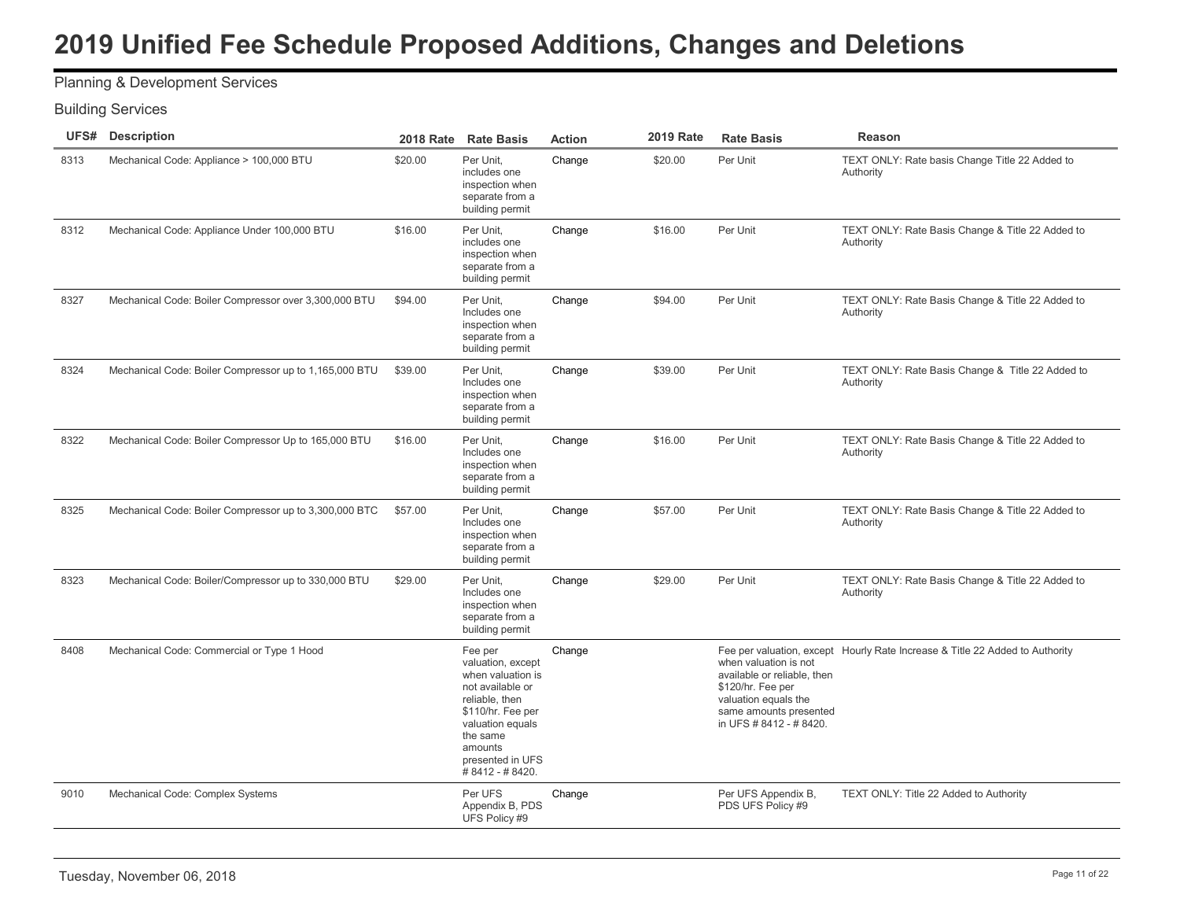# 2019 Unified Fee Schedule Proposed Additions, Changes and Deletions

Planning & Development Services

Building Services

| UFS# | Description | 2018 Rate | Rate Basis | Action | 2019 Rate | Rate Basis | Reason |
|---|---|---|---|---|---|---|---|
| 8313 | Mechanical Code: Appliance > 100,000 BTU | $20.00 | Per Unit, includes one inspection when separate from a building permit | Change | $20.00 | Per Unit | TEXT ONLY: Rate basis Change Title 22 Added to Authority |
| 8312 | Mechanical Code: Appliance Under 100,000 BTU | $16.00 | Per Unit, includes one inspection when separate from a building permit | Change | $16.00 | Per Unit | TEXT ONLY: Rate Basis Change & Title 22 Added to Authority |
| 8327 | Mechanical Code: Boiler Compressor over 3,300,000 BTU | $94.00 | Per Unit, Includes one inspection when separate from a building permit | Change | $94.00 | Per Unit | TEXT ONLY: Rate Basis Change & Title 22 Added to Authority |
| 8324 | Mechanical Code: Boiler Compressor up to 1,165,000 BTU | $39.00 | Per Unit, Includes one inspection when separate from a building permit | Change | $39.00 | Per Unit | TEXT ONLY: Rate Basis Change & Title 22 Added to Authority |
| 8322 | Mechanical Code: Boiler Compressor Up to 165,000 BTU | $16.00 | Per Unit, Includes one inspection when separate from a building permit | Change | $16.00 | Per Unit | TEXT ONLY: Rate Basis Change & Title 22 Added to Authority |
| 8325 | Mechanical Code: Boiler Compressor up to 3,300,000 BTC | $57.00 | Per Unit, Includes one inspection when separate from a building permit | Change | $57.00 | Per Unit | TEXT ONLY: Rate Basis Change & Title 22 Added to Authority |
| 8323 | Mechanical Code: Boiler/Compressor up to 330,000 BTU | $29.00 | Per Unit, Includes one inspection when separate from a building permit | Change | $29.00 | Per Unit | TEXT ONLY: Rate Basis Change & Title 22 Added to Authority |
| 8408 | Mechanical Code: Commercial or Type 1 Hood | | Fee per valuation, except when valuation is not available or reliable, then $110/hr. Fee per valuation equals the same amounts presented in UFS # 8412 - # 8420. | Change | | Fee per valuation, except when valuation is not available or reliable, then $120/hr. Fee per valuation equals the same amounts presented in UFS # 8412 - # 8420. | Hourly Rate Increase & Title 22 Added to Authority |
| 9010 | Mechanical Code: Complex Systems | | Per UFS Appendix B, PDS UFS Policy #9 | Change | | Per UFS Appendix B, PDS UFS Policy #9 | TEXT ONLY: Title 22 Added to Authority |

Tuesday, November 06, 2018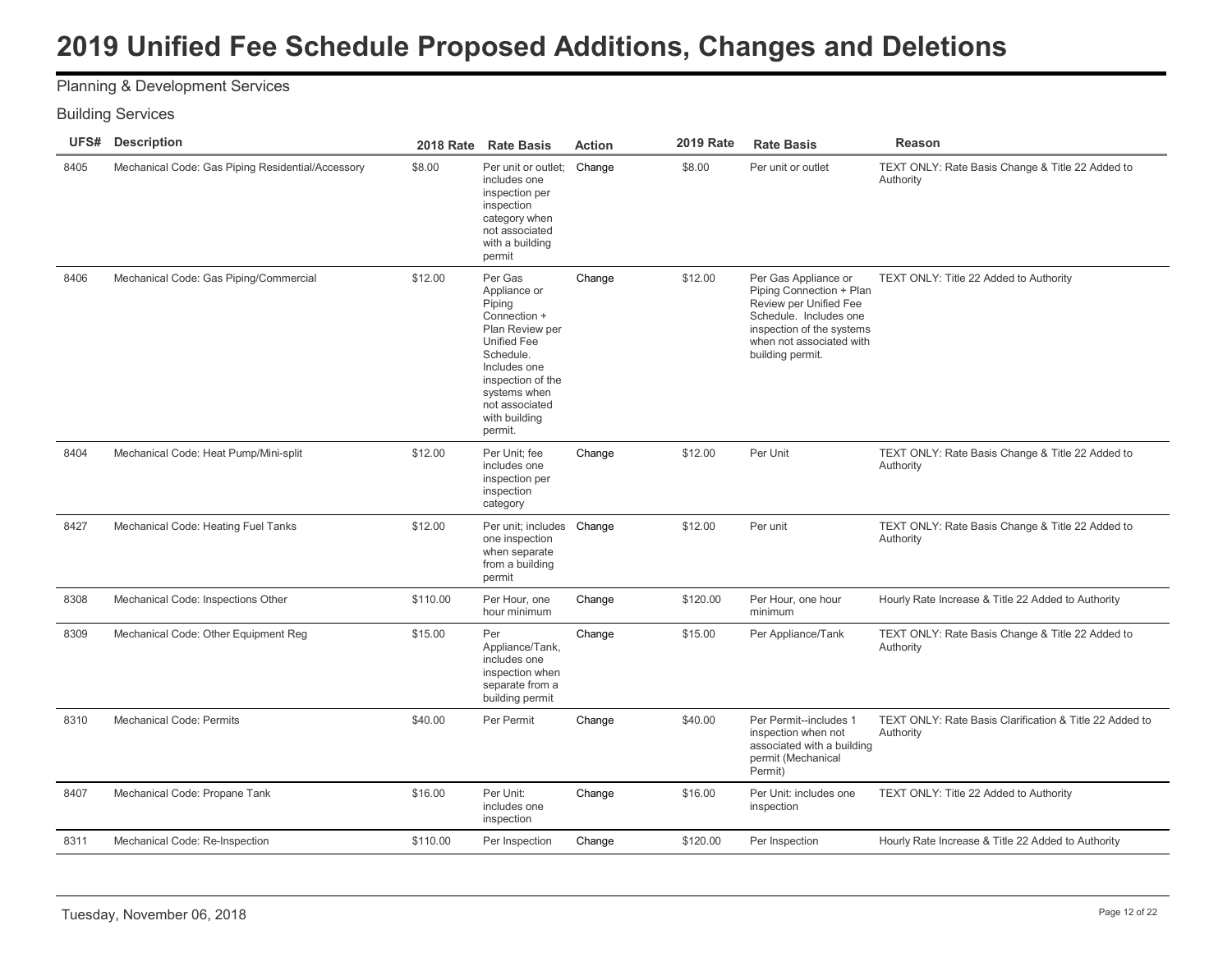# 2019 Unified Fee Schedule Proposed Additions, Changes and Deletions

Planning & Development Services

Building Services

| UFS# | Description | 2018 Rate | Rate Basis | Action | 2019 Rate | Rate Basis | Reason |
|---|---|---|---|---|---|---|---|
| 8405 | Mechanical Code: Gas Piping Residential/Accessory | $8.00 | Per unit or outlet; includes one inspection per inspection category when not associated with a building permit | Change | $8.00 | Per unit or outlet | TEXT ONLY: Rate Basis Change & Title 22 Added to Authority |
| 8406 | Mechanical Code: Gas Piping/Commercial | $12.00 | Per Gas Appliance or Piping Connection + Plan Review per Unified Fee Schedule. Includes one inspection of the systems when not associated with building permit. | Change | $12.00 | Per Gas Appliance or Piping Connection + Plan Review per Unified Fee Schedule. Includes one inspection of the systems when not associated with building permit. | TEXT ONLY: Title 22 Added to Authority |
| 8404 | Mechanical Code: Heat Pump/Mini-split | $12.00 | Per Unit; fee includes one inspection per inspection category | Change | $12.00 | Per Unit | TEXT ONLY: Rate Basis Change & Title 22 Added to Authority |
| 8427 | Mechanical Code: Heating Fuel Tanks | $12.00 | Per unit; includes one inspection when separate from a building permit | Change | $12.00 | Per unit | TEXT ONLY: Rate Basis Change & Title 22 Added to Authority |
| 8308 | Mechanical Code: Inspections Other | $110.00 | Per Hour, one hour minimum | Change | $120.00 | Per Hour, one hour minimum | Hourly Rate Increase & Title 22 Added to Authority |
| 8309 | Mechanical Code: Other Equipment Reg | $15.00 | Per Appliance/Tank, includes one inspection when separate from a building permit | Change | $15.00 | Per Appliance/Tank | TEXT ONLY: Rate Basis Change & Title 22 Added to Authority |
| 8310 | Mechanical Code: Permits | $40.00 | Per Permit | Change | $40.00 | Per Permit--includes 1 inspection when not associated with a building permit (Mechanical Permit) | TEXT ONLY: Rate Basis Clarification & Title 22 Added to Authority |
| 8407 | Mechanical Code: Propane Tank | $16.00 | Per Unit: includes one inspection | Change | $16.00 | Per Unit: includes one inspection | TEXT ONLY: Title 22 Added to Authority |
| 8311 | Mechanical Code: Re-Inspection | $110.00 | Per Inspection | Change | $120.00 | Per Inspection | Hourly Rate Increase & Title 22 Added to Authority |

Tuesday, November 06, 2018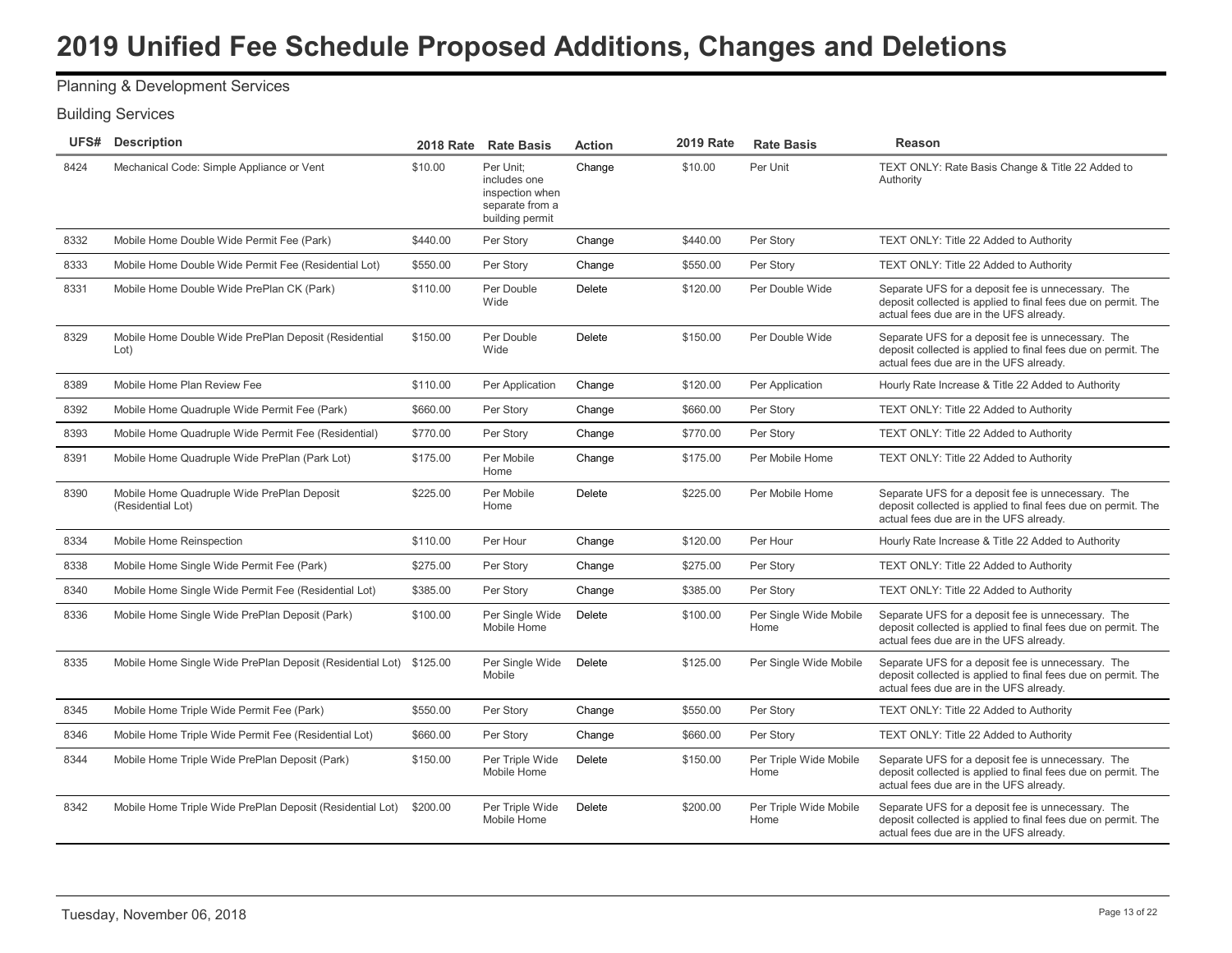# 2019 Unified Fee Schedule Proposed Additions, Changes and Deletions

Planning & Development Services

Building Services

| UFS# | Description | 2018 Rate | Rate Basis | Action | 2019 Rate | Rate Basis | Reason |
|---|---|---|---|---|---|---|---|
| 8424 | Mechanical Code: Simple Appliance or Vent | $10.00 | Per Unit; includes one inspection when separate from a building permit | Change | $10.00 | Per Unit | TEXT ONLY: Rate Basis Change & Title 22 Added to Authority |
| 8332 | Mobile Home Double Wide Permit Fee (Park) | $440.00 | Per Story | Change | $440.00 | Per Story | TEXT ONLY: Title 22 Added to Authority |
| 8333 | Mobile Home Double Wide Permit Fee (Residential Lot) | $550.00 | Per Story | Change | $550.00 | Per Story | TEXT ONLY: Title 22 Added to Authority |
| 8331 | Mobile Home Double Wide PrePlan CK (Park) | $110.00 | Per Double Wide | Delete | $120.00 | Per Double Wide | Separate UFS for a deposit fee is unnecessary. The deposit collected is applied to final fees due on permit. The actual fees due are in the UFS already. |
| 8329 | Mobile Home Double Wide PrePlan Deposit (Residential Lot) | $150.00 | Per Double Wide | Delete | $150.00 | Per Double Wide | Separate UFS for a deposit fee is unnecessary. The deposit collected is applied to final fees due on permit. The actual fees due are in the UFS already. |
| 8389 | Mobile Home Plan Review Fee | $110.00 | Per Application | Change | $120.00 | Per Application | Hourly Rate Increase & Title 22 Added to Authority |
| 8392 | Mobile Home Quadruple Wide Permit Fee (Park) | $660.00 | Per Story | Change | $660.00 | Per Story | TEXT ONLY: Title 22 Added to Authority |
| 8393 | Mobile Home Quadruple Wide Permit Fee (Residential) | $770.00 | Per Story | Change | $770.00 | Per Story | TEXT ONLY: Title 22 Added to Authority |
| 8391 | Mobile Home Quadruple Wide PrePlan (Park Lot) | $175.00 | Per Mobile Home | Change | $175.00 | Per Mobile Home | TEXT ONLY: Title 22 Added to Authority |
| 8390 | Mobile Home Quadruple Wide PrePlan Deposit (Residential Lot) | $225.00 | Per Mobile Home | Delete | $225.00 | Per Mobile Home | Separate UFS for a deposit fee is unnecessary. The deposit collected is applied to final fees due on permit. The actual fees due are in the UFS already. |
| 8334 | Mobile Home Reinspection | $110.00 | Per Hour | Change | $120.00 | Per Hour | Hourly Rate Increase & Title 22 Added to Authority |
| 8338 | Mobile Home Single Wide Permit Fee (Park) | $275.00 | Per Story | Change | $275.00 | Per Story | TEXT ONLY: Title 22 Added to Authority |
| 8340 | Mobile Home Single Wide Permit Fee (Residential Lot) | $385.00 | Per Story | Change | $385.00 | Per Story | TEXT ONLY: Title 22 Added to Authority |
| 8336 | Mobile Home Single Wide PrePlan Deposit (Park) | $100.00 | Per Single Wide Mobile Home | Delete | $100.00 | Per Single Wide Mobile Home | Separate UFS for a deposit fee is unnecessary. The deposit collected is applied to final fees due on permit. The actual fees due are in the UFS already. |
| 8335 | Mobile Home Single Wide PrePlan Deposit (Residential Lot) | $125.00 | Per Single Wide Mobile | Delete | $125.00 | Per Single Wide Mobile | Separate UFS for a deposit fee is unnecessary. The deposit collected is applied to final fees due on permit. The actual fees due are in the UFS already. |
| 8345 | Mobile Home Triple Wide Permit Fee (Park) | $550.00 | Per Story | Change | $550.00 | Per Story | TEXT ONLY: Title 22 Added to Authority |
| 8346 | Mobile Home Triple Wide Permit Fee (Residential Lot) | $660.00 | Per Story | Change | $660.00 | Per Story | TEXT ONLY: Title 22 Added to Authority |
| 8344 | Mobile Home Triple Wide PrePlan Deposit (Park) | $150.00 | Per Triple Wide Mobile Home | Delete | $150.00 | Per Triple Wide Mobile Home | Separate UFS for a deposit fee is unnecessary. The deposit collected is applied to final fees due on permit. The actual fees due are in the UFS already. |
| 8342 | Mobile Home Triple Wide PrePlan Deposit (Residential Lot) | $200.00 | Per Triple Wide Mobile Home | Delete | $200.00 | Per Triple Wide Mobile Home | Separate UFS for a deposit fee is unnecessary. The deposit collected is applied to final fees due on permit. The actual fees due are in the UFS already. |

Tuesday, November 06, 2018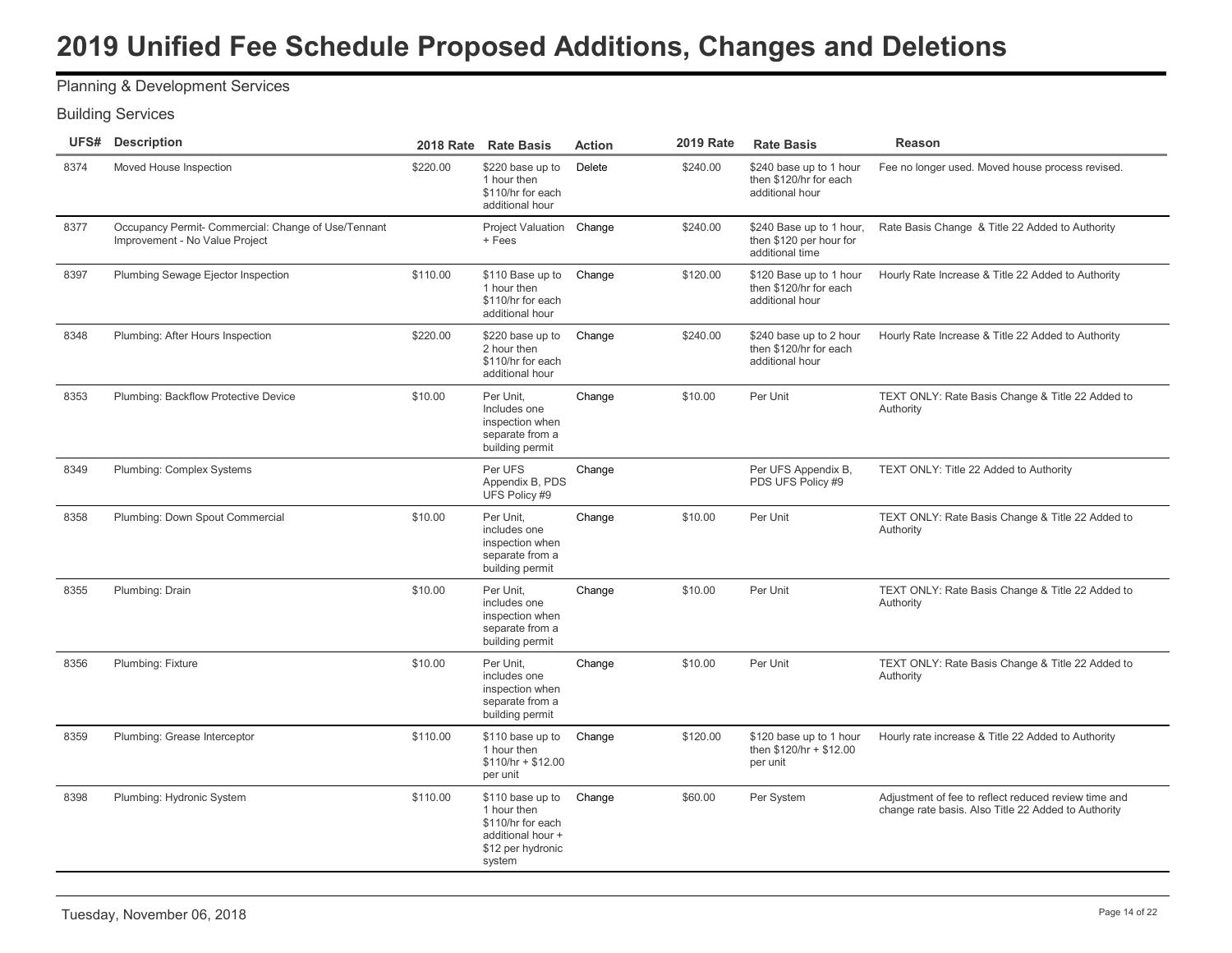# 2019 Unified Fee Schedule Proposed Additions, Changes and Deletions

Planning & Development Services

Building Services

| UFS# | Description | 2018 Rate | Rate Basis | Action | 2019 Rate | Rate Basis | Reason |
|---|---|---|---|---|---|---|---|
| 8374 | Moved House Inspection | $220.00 | $220 base up to 1 hour then $110/hr for each additional hour | Delete | $240.00 | $240 base up to 1 hour then $120/hr for each additional hour | Fee no longer used. Moved house process revised. |
| 8377 | Occupancy Permit- Commercial: Change of Use/Tennant Improvement - No Value Project | | Project Valuation + Fees | Change | $240.00 | $240 Base up to 1 hour, then $120 per hour for additional time | Rate Basis Change & Title 22 Added to Authority |
| 8397 | Plumbing Sewage Ejector Inspection | $110.00 | $110 Base up to 1 hour then $110/hr for each additional hour | Change | $120.00 | $120 Base up to 1 hour then $120/hr for each additional hour | Hourly Rate Increase & Title 22 Added to Authority |
| 8348 | Plumbing: After Hours Inspection | $220.00 | $220 base up to 2 hour then $110/hr for each additional hour | Change | $240.00 | $240 base up to 2 hour then $120/hr for each additional hour | Hourly Rate Increase & Title 22 Added to Authority |
| 8353 | Plumbing: Backflow Protective Device | $10.00 | Per Unit, Includes one inspection when separate from a building permit | Change | $10.00 | Per Unit | TEXT ONLY: Rate Basis Change & Title 22 Added to Authority |
| 8349 | Plumbing: Complex Systems | | Per UFS Appendix B, PDS UFS Policy #9 | Change | | Per UFS Appendix B, PDS UFS Policy #9 | TEXT ONLY: Title 22 Added to Authority |
| 8358 | Plumbing: Down Spout Commercial | $10.00 | Per Unit, includes one inspection when separate from a building permit | Change | $10.00 | Per Unit | TEXT ONLY: Rate Basis Change & Title 22 Added to Authority |
| 8355 | Plumbing: Drain | $10.00 | Per Unit, includes one inspection when separate from a building permit | Change | $10.00 | Per Unit | TEXT ONLY: Rate Basis Change & Title 22 Added to Authority |
| 8356 | Plumbing: Fixture | $10.00 | Per Unit, includes one inspection when separate from a building permit | Change | $10.00 | Per Unit | TEXT ONLY: Rate Basis Change & Title 22 Added to Authority |
| 8359 | Plumbing: Grease Interceptor | $110.00 | $110 base up to 1 hour then $110/hr + $12.00 per unit | Change | $120.00 | $120 base up to 1 hour then $120/hr + $12.00 per unit | Hourly rate increase & Title 22 Added to Authority |
| 8398 | Plumbing: Hydronic System | $110.00 | $110 base up to 1 hour then $110/hr for each additional hour + $12 per hydronic system | Change | $60.00 | Per System | Adjustment of fee to reflect reduced review time and change rate basis. Also Title 22 Added to Authority |

Tuesday, November 06, 2018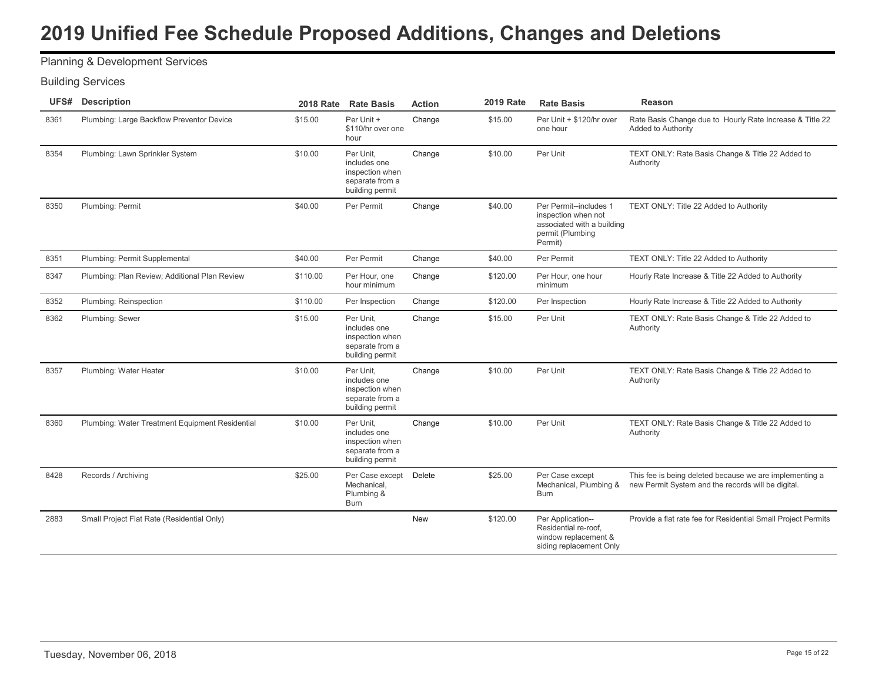# 2019 Unified Fee Schedule Proposed Additions, Changes and Deletions

Planning & Development Services

Building Services

| UFS# | Description | 2018 Rate | Rate Basis | Action | 2019 Rate | Rate Basis | Reason |
|---|---|---|---|---|---|---|---|
| 8361 | Plumbing: Large Backflow Preventor Device | $15.00 | Per Unit + $110/hr over one hour | Change | $15.00 | Per Unit + $120/hr over one hour | Rate Basis Change due to Hourly Rate Increase & Title 22 Added to Authority |
| 8354 | Plumbing: Lawn Sprinkler System | $10.00 | Per Unit, includes one inspection when separate from a building permit | Change | $10.00 | Per Unit | TEXT ONLY: Rate Basis Change & Title 22 Added to Authority |
| 8350 | Plumbing: Permit | $40.00 | Per Permit | Change | $40.00 | Per Permit--includes 1 inspection when not associated with a building permit (Plumbing Permit) | TEXT ONLY: Title 22 Added to Authority |
| 8351 | Plumbing: Permit Supplemental | $40.00 | Per Permit | Change | $40.00 | Per Permit | TEXT ONLY: Title 22 Added to Authority |
| 8347 | Plumbing: Plan Review; Additional Plan Review | $110.00 | Per Hour, one hour minimum | Change | $120.00 | Per Hour, one hour minimum | Hourly Rate Increase & Title 22 Added to Authority |
| 8352 | Plumbing: Reinspection | $110.00 | Per Inspection | Change | $120.00 | Per Inspection | Hourly Rate Increase & Title 22 Added to Authority |
| 8362 | Plumbing: Sewer | $15.00 | Per Unit, includes one inspection when separate from a building permit | Change | $15.00 | Per Unit | TEXT ONLY: Rate Basis Change & Title 22 Added to Authority |
| 8357 | Plumbing: Water Heater | $10.00 | Per Unit, includes one inspection when separate from a building permit | Change | $10.00 | Per Unit | TEXT ONLY: Rate Basis Change & Title 22 Added to Authority |
| 8360 | Plumbing: Water Treatment Equipment Residential | $10.00 | Per Unit, includes one inspection when separate from a building permit | Change | $10.00 | Per Unit | TEXT ONLY: Rate Basis Change & Title 22 Added to Authority |
| 8428 | Records / Archiving | $25.00 | Per Case except Mechanical, Plumbing & Burn | Delete | $25.00 | Per Case except Mechanical, Plumbing & Burn | This fee is being deleted because we are implementing a new Permit System and the records will be digital. |
| 2883 | Small Project Flat Rate (Residential Only) | | | New | $120.00 | Per Application-- Residential re-roof, window replacement & siding replacement Only | Provide a flat rate fee for Residential Small Project Permits |

Tuesday, November 06, 2018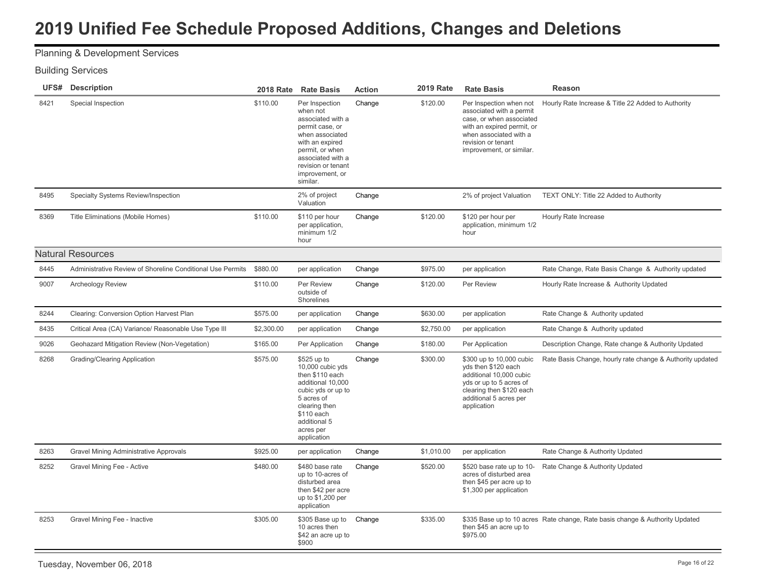# 2019 Unified Fee Schedule Proposed Additions, Changes and Deletions

Planning & Development Services

Building Services

| UFS# | Description | 2018 Rate | Rate Basis | Action | 2019 Rate | Rate Basis | Reason |
|---|---|---|---|---|---|---|---|
| 8421 | Special Inspection | $110.00 | Per Inspection when not associated with a permit case, or when associated with an expired permit, or when associated with a revision or tenant improvement, or similar. | Change | $120.00 | Per Inspection when not associated with a permit case, or when associated with an expired permit, or when associated with a revision or tenant improvement, or similar. | Hourly Rate Increase & Title 22 Added to Authority |
| 8495 | Specialty Systems Review/Inspection | | 2% of project Valuation | Change | | 2% of project Valuation | TEXT ONLY: Title 22 Added to Authority |
| 8369 | Title Eliminations (Mobile Homes) | $110.00 | $110 per hour per application, minimum 1/2 hour | Change | $120.00 | $120 per hour per application, minimum 1/2 hour | Hourly Rate Increase |

Natural Resources

| UFS# | Description | 2018 Rate | Rate Basis | Action | 2019 Rate | Rate Basis | Reason |
|---|---|---|---|---|---|---|---|
| 8445 | Administrative Review of Shoreline Conditional Use Permits | $880.00 | per application | Change | $975.00 | per application | Rate Change, Rate Basis Change & Authority updated |
| 9007 | Archeology Review | $110.00 | Per Review outside of Shorelines | Change | $120.00 | Per Review | Hourly Rate Increase & Authority Updated |
| 8244 | Clearing: Conversion Option Harvest Plan | $575.00 | per application | Change | $630.00 | per application | Rate Change & Authority updated |
| 8435 | Critical Area (CA) Variance/ Reasonable Use Type III | $2,300.00 | per application | Change | $2,750.00 | per application | Rate Change & Authority updated |
| 9026 | Geohazard Mitigation Review (Non-Vegetation) | $165.00 | Per Application | Change | $180.00 | Per Application | Description Change, Rate change & Authority Updated |
| 8268 | Grading/Clearing Application | $575.00 | $525 up to 10,000 cubic yds then $110 each additional 10,000 cubic yds or up to 5 acres of clearing then $110 each additional 5 acres per application | Change | $300.00 | $300 up to 10,000 cubic yds then $120 each additional 10,000 cubic yds or up to 5 acres of clearing then $120 each additional 5 acres per application | Rate Basis Change, hourly rate change & Authority updated |
| 8263 | Gravel Mining Administrative Approvals | $925.00 | per application | Change | $1,010.00 | per application | Rate Change & Authority Updated |
| 8252 | Gravel Mining Fee - Active | $480.00 | $480 base rate up to 10-acres of disturbed area then $42 per acre up to $1,200 per application | Change | $520.00 | $520 base rate up to 10-acres of disturbed area then $45 per acre up to $1,300 per application | Rate Change & Authority Updated |
| 8253 | Gravel Mining Fee - Inactive | $305.00 | $305 Base up to 10 acres then $42 an acre up to $900 | Change | $335.00 | $335 Base up to 10 acres then $45 an acre up to $975.00 | Rate change, Rate basis change & Authority Updated |

Tuesday, November 06, 2018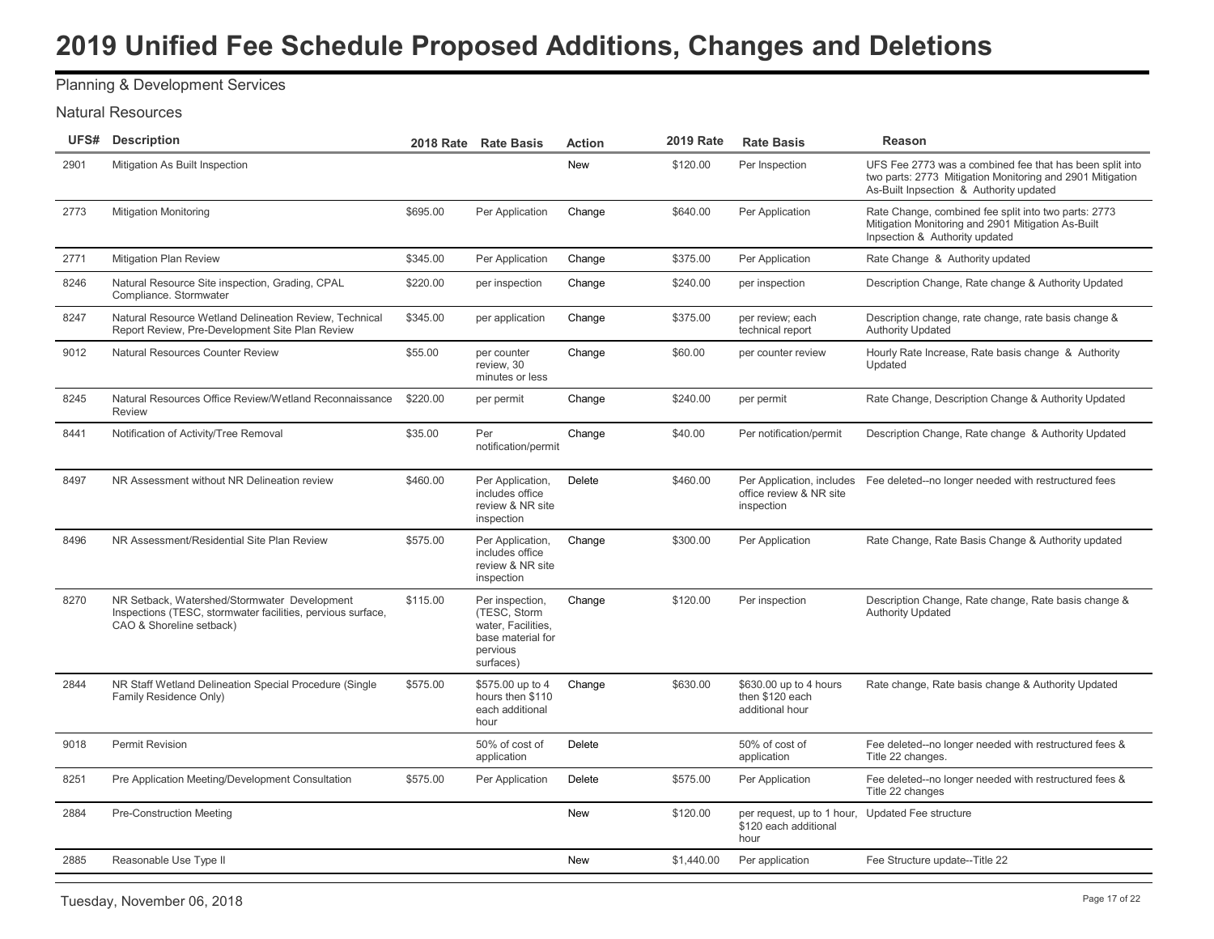# 2019 Unified Fee Schedule Proposed Additions, Changes and Deletions

Planning & Development Services

Natural Resources

| UFS# | Description | 2018 Rate | Rate Basis | Action | 2019 Rate | Rate Basis | Reason |
|---|---|---|---|---|---|---|---|
| 2901 | Mitigation As Built Inspection | | | New | $120.00 | Per Inspection | UFS Fee 2773 was a combined fee that has been split into two parts: 2773 Mitigation Monitoring and 2901 Mitigation As-Built Inpsection & Authority updated |
| 2773 | Mitigation Monitoring | $695.00 | Per Application | Change | $640.00 | Per Application | Rate Change, combined fee split into two parts: 2773 Mitigation Monitoring and 2901 Mitigation As-Built Inpsection & Authority updated |
| 2771 | Mitigation Plan Review | $345.00 | Per Application | Change | $375.00 | Per Application | Rate Change & Authority updated |
| 8246 | Natural Resource Site inspection, Grading, CPAL Compliance. Stormwater | $220.00 | per inspection | Change | $240.00 | per inspection | Description Change, Rate change & Authority Updated |
| 8247 | Natural Resource Wetland Delineation Review, Technical Report Review, Pre-Development Site Plan Review | $345.00 | per application | Change | $375.00 | per review; each technical report | Description change, rate change, rate basis change & Authority Updated |
| 9012 | Natural Resources Counter Review | $55.00 | per counter review, 30 minutes or less | Change | $60.00 | per counter review | Hourly Rate Increase, Rate basis change & Authority Updated |
| 8245 | Natural Resources Office Review/Wetland Reconnaissance Review | $220.00 | per permit | Change | $240.00 | per permit | Rate Change, Description Change & Authority Updated |
| 8441 | Notification of Activity/Tree Removal | $35.00 | Per notification/permit | Change | $40.00 | Per notification/permit | Description Change, Rate change & Authority Updated |
| 8497 | NR Assessment without NR Delineation review | $460.00 | Per Application, includes office review & NR site inspection | Delete | $460.00 | Per Application, includes office review & NR site inspection | Fee deleted--no longer needed with restructured fees |
| 8496 | NR Assessment/Residential Site Plan Review | $575.00 | Per Application, includes office review & NR site inspection | Change | $300.00 | Per Application | Rate Change, Rate Basis Change & Authority updated |
| 8270 | NR Setback, Watershed/Stormwater Development Inspections (TESC, stormwater facilities, pervious surface, CAO & Shoreline setback) | $115.00 | Per inspection, (TESC, Storm water, Facilities, base material for pervious surfaces) | Change | $120.00 | Per inspection | Description Change, Rate change, Rate basis change & Authority Updated |
| 2844 | NR Staff Wetland Delineation Special Procedure (Single Family Residence Only) | $575.00 | $575.00 up to 4 hours then $110 each additional hour | Change | $630.00 | $630.00 up to 4 hours then $120 each additional hour | Rate change, Rate basis change & Authority Updated |
| 9018 | Permit Revision | | 50% of cost of application | Delete | | 50% of cost of application | Fee deleted--no longer needed with restructured fees & Title 22 changes. |
| 8251 | Pre Application Meeting/Development Consultation | $575.00 | Per Application | Delete | $575.00 | Per Application | Fee deleted--no longer needed with restructured fees & Title 22 changes |
| 2884 | Pre-Construction Meeting | | | New | $120.00 | per request, up to 1 hour, $120 each additional hour | Updated Fee structure |
| 2885 | Reasonable Use Type II | | | New | $1,440.00 | Per application | Fee Structure update--Title 22 |

Tuesday, November 06, 2018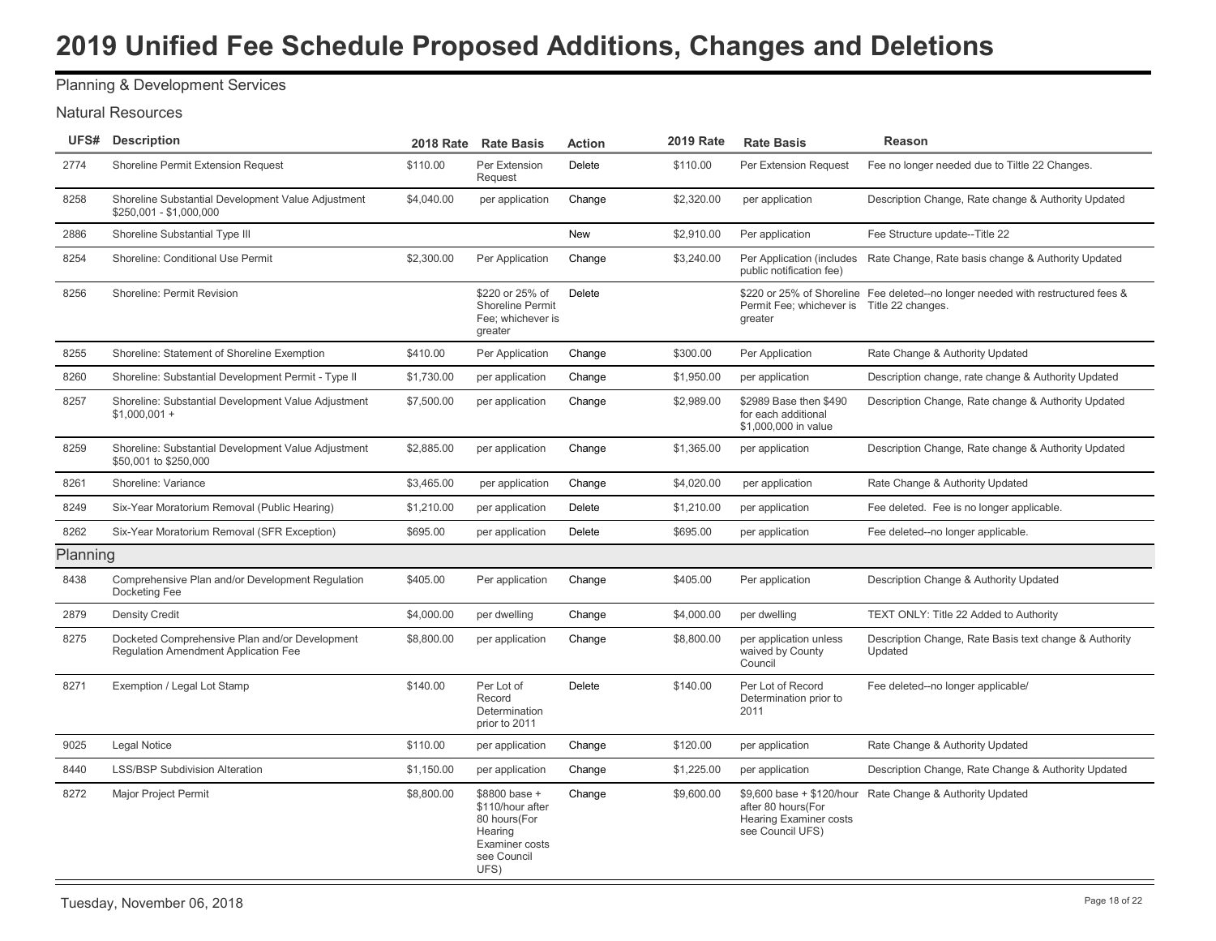# 2019 Unified Fee Schedule Proposed Additions, Changes and Deletions

Planning & Development Services

## Natural Resources

| UFS# | Description | 2018 Rate | Rate Basis | Action | 2019 Rate | Rate Basis | Reason |
|---|---|---|---|---|---|---|---|
| 2774 | Shoreline Permit Extension Request | $110.00 | Per Extension Request | Delete | $110.00 | Per Extension Request | Fee no longer needed due to Tiltle 22 Changes. |
| 8258 | Shoreline Substantial Development Value Adjustment $250,001 - $1,000,000 | $4,040.00 | per application | Change | $2,320.00 | per application | Description Change, Rate change & Authority Updated |
| 2886 | Shoreline Substantial Type III | | | New | $2,910.00 | Per application | Fee Structure update--Title 22 |
| 8254 | Shoreline: Conditional Use Permit | $2,300.00 | Per Application | Change | $3,240.00 | Per Application (includes public notification fee) | Rate Change, Rate basis change & Authority Updated |
| 8256 | Shoreline: Permit Revision | | $220 or 25% of Shoreline Permit Fee; whichever is greater | Delete | | $220 or 25% of Shoreline Permit Fee; whichever is greater | Fee deleted--no longer needed with restructured fees & Title 22 changes. |
| 8255 | Shoreline: Statement of Shoreline Exemption | $410.00 | Per Application | Change | $300.00 | Per Application | Rate Change & Authority Updated |
| 8260 | Shoreline: Substantial Development Permit - Type II | $1,730.00 | per application | Change | $1,950.00 | per application | Description change, rate change & Authority Updated |
| 8257 | Shoreline: Substantial Development Value Adjustment $1,000,001 + | $7,500.00 | per application | Change | $2,989.00 | $2989 Base then $490 for each additional $1,000,000 in value | Description Change, Rate change & Authority Updated |
| 8259 | Shoreline: Substantial Development Value Adjustment $50,001 to $250,000 | $2,885.00 | per application | Change | $1,365.00 | per application | Description Change, Rate change & Authority Updated |
| 8261 | Shoreline: Variance | $3,465.00 | per application | Change | $4,020.00 | per application | Rate Change & Authority Updated |
| 8249 | Six-Year Moratorium Removal (Public Hearing) | $1,210.00 | per application | Delete | $1,210.00 | per application | Fee deleted. Fee is no longer applicable. |
| 8262 | Six-Year Moratorium Removal (SFR Exception) | $695.00 | per application | Delete | $695.00 | per application | Fee deleted--no longer applicable. |

## Planning

| UFS# | Description | 2018 Rate | Rate Basis | Action | 2019 Rate | Rate Basis | Reason |
|---|---|---|---|---|---|---|---|
| 8438 | Comprehensive Plan and/or Development Regulation Docketing Fee | $405.00 | Per application | Change | $405.00 | Per application | Description Change & Authority Updated |
| 2879 | Density Credit | $4,000.00 | per dwelling | Change | $4,000.00 | per dwelling | TEXT ONLY: Title 22 Added to Authority |
| 8275 | Docketed Comprehensive Plan and/or Development Regulation Amendment Application Fee | $8,800.00 | per application | Change | $8,800.00 | per application unless waived by County Council | Description Change, Rate Basis text change & Authority Updated |
| 8271 | Exemption / Legal Lot Stamp | $140.00 | Per Lot of Record Determination prior to 2011 | Delete | $140.00 | Per Lot of Record Determination prior to 2011 | Fee deleted--no longer applicable/ |
| 9025 | Legal Notice | $110.00 | per application | Change | $120.00 | per application | Rate Change & Authority Updated |
| 8440 | LSS/BSP Subdivision Alteration | $1,150.00 | per application | Change | $1,225.00 | per application | Description Change, Rate Change & Authority Updated |
| 8272 | Major Project Permit | $8,800.00 | $8800 base + $110/hour after 80 hours(For Hearing Examiner costs see Council UFS) | Change | $9,600.00 | $9,600 base + $120/hour after 80 hours(For Hearing Examiner costs see Council UFS) | Rate Change & Authority Updated |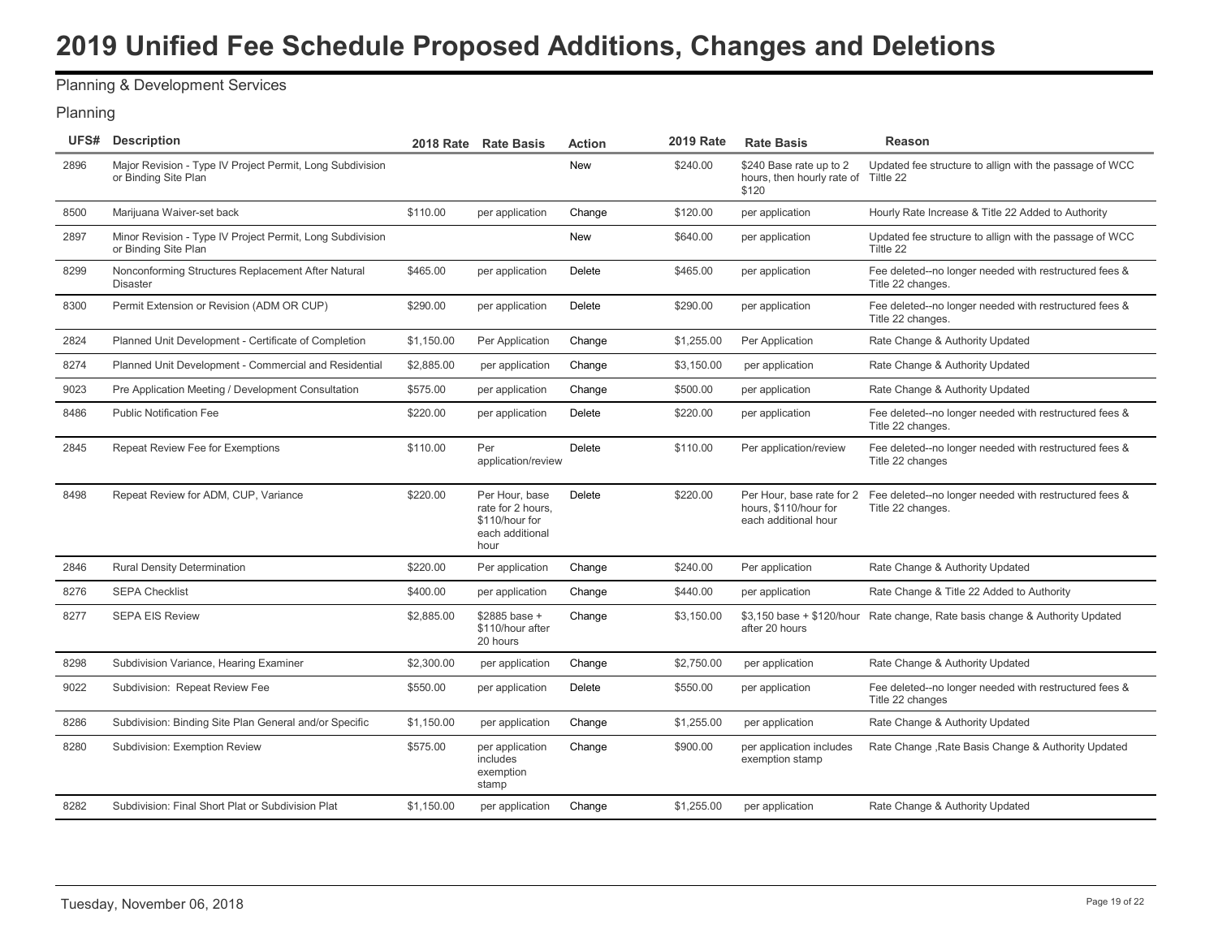# 2019 Unified Fee Schedule Proposed Additions, Changes and Deletions

Planning & Development Services

Planning

| UFS# | Description | 2018 Rate | Rate Basis | Action | 2019 Rate | Rate Basis | Reason |
|---|---|---|---|---|---|---|---|
| 2896 | Major Revision - Type IV Project Permit, Long Subdivision or Binding Site Plan | | | New | $240.00 | $240 Base rate up to 2 hours, then hourly rate of $120 | Updated fee structure to allign with the passage of WCC Tiltle 22 |
| 8500 | Marijuana Waiver-set back | $110.00 | per application | Change | $120.00 | per application | Hourly Rate Increase & Title 22 Added to Authority |
| 2897 | Minor Revision - Type IV Project Permit, Long Subdivision or Binding Site Plan | | | New | $640.00 | per application | Updated fee structure to allign with the passage of WCC Tiltle 22 |
| 8299 | Nonconforming Structures Replacement After Natural Disaster | $465.00 | per application | Delete | $465.00 | per application | Fee deleted--no longer needed with restructured fees & Title 22 changes. |
| 8300 | Permit Extension or Revision (ADM OR CUP) | $290.00 | per application | Delete | $290.00 | per application | Fee deleted--no longer needed with restructured fees & Title 22 changes. |
| 2824 | Planned Unit Development - Certificate of Completion | $1,150.00 | Per Application | Change | $1,255.00 | Per Application | Rate Change & Authority Updated |
| 8274 | Planned Unit Development - Commercial and Residential | $2,885.00 | per application | Change | $3,150.00 | per application | Rate Change & Authority Updated |
| 9023 | Pre Application Meeting / Development Consultation | $575.00 | per application | Change | $500.00 | per application | Rate Change & Authority Updated |
| 8486 | Public Notification Fee | $220.00 | per application | Delete | $220.00 | per application | Fee deleted--no longer needed with restructured fees & Title 22 changes. |
| 2845 | Repeat Review Fee for Exemptions | $110.00 | Per application/review | Delete | $110.00 | Per application/review | Fee deleted--no longer needed with restructured fees & Title 22 changes |
| 8498 | Repeat Review for ADM, CUP, Variance | $220.00 | Per Hour, base rate for 2 hours, $110/hour for each additional hour | Delete | $220.00 | Per Hour, base rate for 2 hours, $110/hour for each additional hour | Fee deleted--no longer needed with restructured fees & Title 22 changes. |
| 2846 | Rural Density Determination | $220.00 | Per application | Change | $240.00 | Per application | Rate Change & Authority Updated |
| 8276 | SEPA Checklist | $400.00 | per application | Change | $440.00 | per application | Rate Change & Title 22 Added to Authority |
| 8277 | SEPA EIS Review | $2,885.00 | $2885 base + $110/hour after 20 hours | Change | $3,150.00 | $3,150 base + $120/hour after 20 hours | Rate change, Rate basis change & Authority Updated |
| 8298 | Subdivision Variance, Hearing Examiner | $2,300.00 | per application | Change | $2,750.00 | per application | Rate Change & Authority Updated |
| 9022 | Subdivision: Repeat Review Fee | $550.00 | per application | Delete | $550.00 | per application | Fee deleted--no longer needed with restructured fees & Title 22 changes |
| 8286 | Subdivision: Binding Site Plan General and/or Specific | $1,150.00 | per application | Change | $1,255.00 | per application | Rate Change & Authority Updated |
| 8280 | Subdivision: Exemption Review | $575.00 | per application includes exemption stamp | Change | $900.00 | per application includes exemption stamp | Rate Change ,Rate Basis Change & Authority Updated |
| 8282 | Subdivision: Final Short Plat or Subdivision Plat | $1,150.00 | per application | Change | $1,255.00 | per application | Rate Change & Authority Updated |

Tuesday, November 06, 2018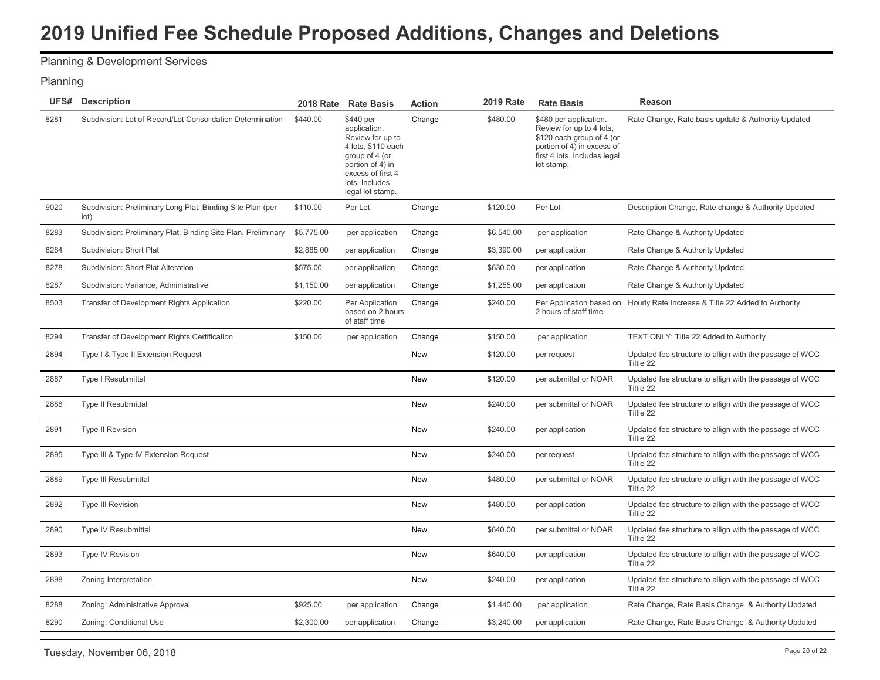# 2019 Unified Fee Schedule Proposed Additions, Changes and Deletions

Planning & Development Services

Planning

| UFS# | Description | 2018 Rate | Rate Basis | Action | 2019 Rate | Rate Basis | Reason |
|---|---|---|---|---|---|---|---|
| 8281 | Subdivision: Lot of Record/Lot Consolidation Determination | $440.00 | $440 per application. Review for up to 4 lots, $110 each group of 4 (or portion of 4) in excess of first 4 lots. Includes legal lot stamp. | Change | $480.00 | $480 per application. Review for up to 4 lots, $120 each group of 4 (or portion of 4) in excess of first 4 lots. Includes legal lot stamp. | Rate Change, Rate basis update & Authority Updated |
| 9020 | Subdivision: Preliminary Long Plat, Binding Site Plan (per lot) | $110.00 | Per Lot | Change | $120.00 | Per Lot | Description Change, Rate change & Authority Updated |
| 8283 | Subdivision: Preliminary Plat, Binding Site Plan, Preliminary | $5,775.00 | per application | Change | $6,540.00 | per application | Rate Change & Authority Updated |
| 8284 | Subdivision: Short Plat | $2,885.00 | per application | Change | $3,390.00 | per application | Rate Change & Authority Updated |
| 8278 | Subdivision: Short Plat Alteration | $575.00 | per application | Change | $630.00 | per application | Rate Change & Authority Updated |
| 8287 | Subdivision: Variance, Administrative | $1,150.00 | per application | Change | $1,255.00 | per application | Rate Change & Authority Updated |
| 8503 | Transfer of Development Rights Application | $220.00 | Per Application based on 2 hours of staff time | Change | $240.00 | Per Application based on 2 hours of staff time | Hourly Rate Increase & Title 22 Added to Authority |
| 8294 | Transfer of Development Rights Certification | $150.00 | per application | Change | $150.00 | per application | TEXT ONLY: Title 22 Added to Authority |
| 2894 | Type I & Type II Extension Request | | | New | $120.00 | per request | Updated fee structure to allign with the passage of WCC Tiltle 22 |
| 2887 | Type I Resubmittal | | | New | $120.00 | per submittal or NOAR | Updated fee structure to allign with the passage of WCC Tiltle 22 |
| 2888 | Type II Resubmittal | | | New | $240.00 | per submittal or NOAR | Updated fee structure to allign with the passage of WCC Tiltle 22 |
| 2891 | Type II Revision | | | New | $240.00 | per application | Updated fee structure to allign with the passage of WCC Tiltle 22 |
| 2895 | Type III & Type IV Extension Request | | | New | $240.00 | per request | Updated fee structure to allign with the passage of WCC Tiltle 22 |
| 2889 | Type III Resubmittal | | | New | $480.00 | per submittal or NOAR | Updated fee structure to allign with the passage of WCC Tiltle 22 |
| 2892 | Type III Revision | | | New | $480.00 | per application | Updated fee structure to allign with the passage of WCC Tiltle 22 |
| 2890 | Type IV Resubmittal | | | New | $640.00 | per submittal or NOAR | Updated fee structure to allign with the passage of WCC Tiltle 22 |
| 2893 | Type IV Revision | | | New | $640.00 | per application | Updated fee structure to allign with the passage of WCC Tiltle 22 |
| 2898 | Zoning Interpretation | | | New | $240.00 | per application | Updated fee structure to allign with the passage of WCC Tiltle 22 |
| 8288 | Zoning: Administrative Approval | $925.00 | per application | Change | $1,440.00 | per application | Rate Change, Rate Basis Change & Authority Updated |
| 8290 | Zoning: Conditional Use | $2,300.00 | per application | Change | $3,240.00 | per application | Rate Change, Rate Basis Change & Authority Updated |

Tuesday, November 06, 2018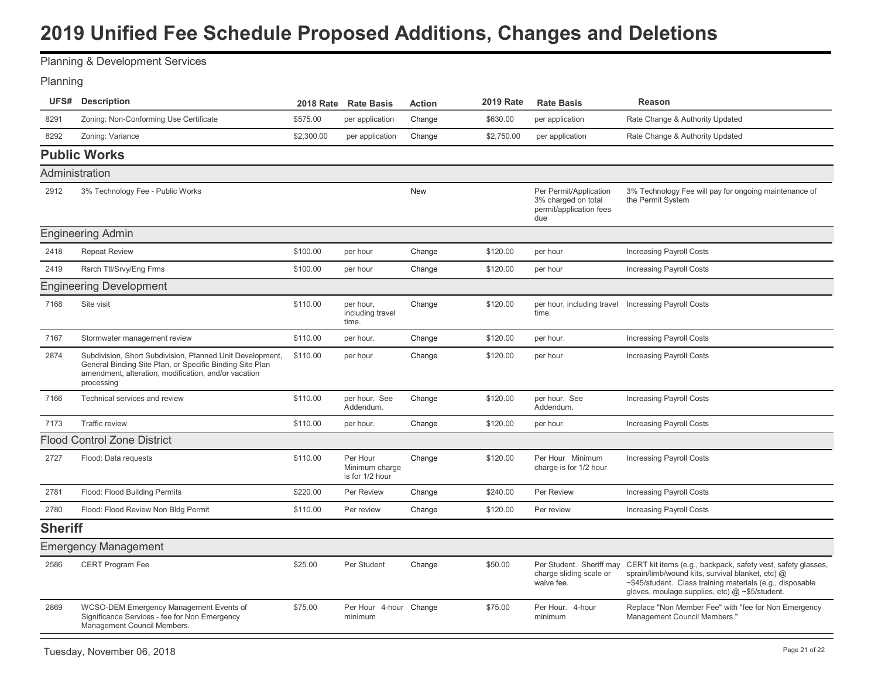# 2019 Unified Fee Schedule Proposed Additions, Changes and Deletions

Planning & Development Services

Planning

| UFS# | Description | 2018 Rate | Rate Basis | Action | 2019 Rate | Rate Basis | Reason |
|---|---|---|---|---|---|---|---|
| 8291 | Zoning: Non-Conforming Use Certificate | $575.00 | per application | Change | $630.00 | per application | Rate Change & Authority Updated |
| 8292 | Zoning: Variance | $2,300.00 | per application | Change | $2,750.00 | per application | Rate Change & Authority Updated |

## Public Works

### Administration

| UFS# | Description | 2018 Rate | Rate Basis | Action | 2019 Rate | Rate Basis | Reason |
|---|---|---|---|---|---|---|---|
| 2912 | 3% Technology Fee - Public Works | | | New | | Per Permit/Application 3% charged on total permit/application fees due | 3% Technology Fee will pay for ongoing maintenance of the Permit System |

### Engineering Admin

| UFS# | Description | 2018 Rate | Rate Basis | Action | 2019 Rate | Rate Basis | Reason |
|---|---|---|---|---|---|---|---|
| 2418 | Repeat Review | $100.00 | per hour | Change | $120.00 | per hour | Increasing Payroll Costs |
| 2419 | Rsrch Ttl/Srvy/Eng Frms | $100.00 | per hour | Change | $120.00 | per hour | Increasing Payroll Costs |

### Engineering Development

| UFS# | Description | 2018 Rate | Rate Basis | Action | 2019 Rate | Rate Basis | Reason |
|---|---|---|---|---|---|---|---|
| 7168 | Site visit | $110.00 | per hour, including travel time. | Change | $120.00 | per hour, including travel time. | Increasing Payroll Costs |
| 7167 | Stormwater management review | $110.00 | per hour. | Change | $120.00 | per hour. | Increasing Payroll Costs |
| 2874 | Subdivision, Short Subdivision, Planned Unit Development, General Binding Site Plan, or Specific Binding Site Plan amendment, alteration, modification, and/or vacation processing | $110.00 | per hour | Change | $120.00 | per hour | Increasing Payroll Costs |
| 7166 | Technical services and review | $110.00 | per hour. See Addendum. | Change | $120.00 | per hour. See Addendum. | Increasing Payroll Costs |
| 7173 | Traffic review | $110.00 | per hour. | Change | $120.00 | per hour. | Increasing Payroll Costs |

### Flood Control Zone District

| UFS# | Description | 2018 Rate | Rate Basis | Action | 2019 Rate | Rate Basis | Reason |
|---|---|---|---|---|---|---|---|
| 2727 | Flood: Data requests | $110.00 | Per Hour Minimum charge is for 1/2 hour | Change | $120.00 | Per Hour Minimum charge is for 1/2 hour | Increasing Payroll Costs |
| 2781 | Flood: Flood Building Permits | $220.00 | Per Review | Change | $240.00 | Per Review | Increasing Payroll Costs |
| 2780 | Flood: Flood Review Non Bldg Permit | $110.00 | Per review | Change | $120.00 | Per review | Increasing Payroll Costs |

## Sheriff

### Emergency Management

| UFS# | Description | 2018 Rate | Rate Basis | Action | 2019 Rate | Rate Basis | Reason |
|---|---|---|---|---|---|---|---|
| 2586 | CERT Program Fee | $25.00 | Per Student | Change | $50.00 | Per Student. Sheriff may charge sliding scale or waive fee. | CERT kit items (e.g., backpack, safety vest, safety glasses, sprain/limb/wound kits, survival blanket, etc) @ ~$45/student. Class training materials (e.g., disposable gloves, moulage supplies, etc) @ ~$5/student. |
| 2869 | WCSO-DEM Emergency Management Events of Significance Services - fee for Non Emergency Management Council Members. | $75.00 | Per Hour 4-hour minimum | Change | $75.00 | Per Hour. 4-hour minimum | Replace "Non Member Fee" with "fee for Non Emergency Management Council Members." |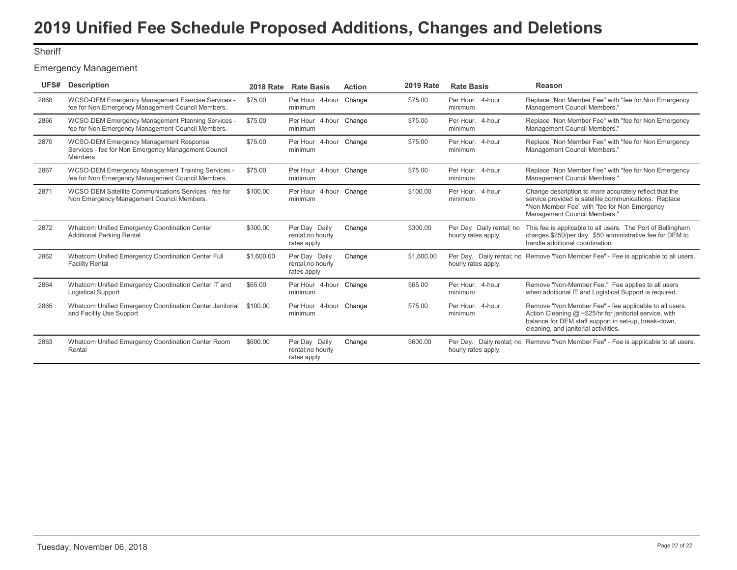# 2019 Unified Fee Schedule Proposed Additions, Changes and Deletions

Sheriff

Emergency Management

| UFS# | Description | 2018 Rate | Rate Basis | Action | 2019 Rate | Rate Basis | Reason |
|---|---|---|---|---|---|---|---|
| 2868 | WCSO-DEM Emergency Management Exercise Services - fee for Non Emergency Management Council Members. | $75.00 | Per Hour 4-hour minimum | Change | $75.00 | Per Hour. 4-hour minimum | Replace "Non Member Fee" with "fee for Non Emergency Management Council Members." |
| 2866 | WCSO-DEM Emergency Management Planning Services - fee for Non Emergency Management Council Members. | $75.00 | Per Hour 4-hour minimum | Change | $75.00 | Per Hour. 4-hour minimum | Replace "Non Member Fee" with "fee for Non Emergency Management Council Members." |
| 2870 | WCSO-DEM Emergency Management Response Services - fee for Non Emergency Management Council Members. | $75.00 | Per Hour 4-hour minimum | Change | $75.00 | Per Hour. 4-hour minimum | Replace "Non Member Fee" with "fee for Non Emergency Management Council Members." |
| 2867 | WCSO-DEM Emergency Management Training Services - fee for Non Emergency Management Council Members. | $75.00 | Per Hour 4-hour minimum | Change | $75.00 | Per Hour. 4-hour minimum | Replace "Non Member Fee" with "fee for Non Emergency Management Council Members." |
| 2871 | WCSO-DEM Satellite Communications Services - fee for Non Emergency Management Council Members. | $100.00 | Per Hour 4-hour minimum | Change | $100.00 | Per Hour. 4-hour minimum | Change description to more accurately reflect that the service provided is satellite communications. Replace "Non Member Fee" with "fee for Non Emergency Management Council Members." |
| 2872 | Whatcom Unified Emergency Coordination Center Additional Parking Rental | $300.00 | Per Day Daily rental;no hourly rates apply | Change | $300.00 | Per Day Daily rental; no hourly rates apply. | This fee is applicable to all users. The Port of Bellingham charges $250/per day. $50 administrative fee for DEM to handle additional coordination. |
| 2862 | Whatcom Unified Emergency Coordination Center Full Facility Rental | $1,600.00 | Per Day Daily rental;no hourly rates apply | Change | $1,600.00 | Per Day. Daily rental; no hourly rates apply. | Remove "Non Member Fee" - Fee is applicable to all users. |
| 2864 | Whatcom Unified Emergency Coordination Center IT and Logistical Support | $65.00 | Per Hour 4-hour minimum | Change | $65.00 | Per Hour. 4-hour minimum | Remove "Non-Member Fee." Fee applies to all users when additional IT and Logistical Support is required. |
| 2865 | Whatcom Unified Emergency Coordination Center Janitorial and Facility Use Support | $100.00 | Per Hour 4-hour minimum | Change | $75.00 | Per Hour. 4-hour minimum | Remove "Non Member Fee" - fee applicable to all users. Action Cleaning @ ~$25/hr for janitorial service, with balance for DEM staff support in set-up, break-down, cleaning, and janitorial activiities. |
| 2863 | Whatcom Unified Emergency Coordination Center Room Rental | $600.00 | Per Day Daily rental;no hourly rates apply | Change | $600.00 | Per Day. Daily rental; no hourly rates apply. | Remove "Non Member Fee" - Fee is applicable to all users. |

Tuesday, November 06, 2018